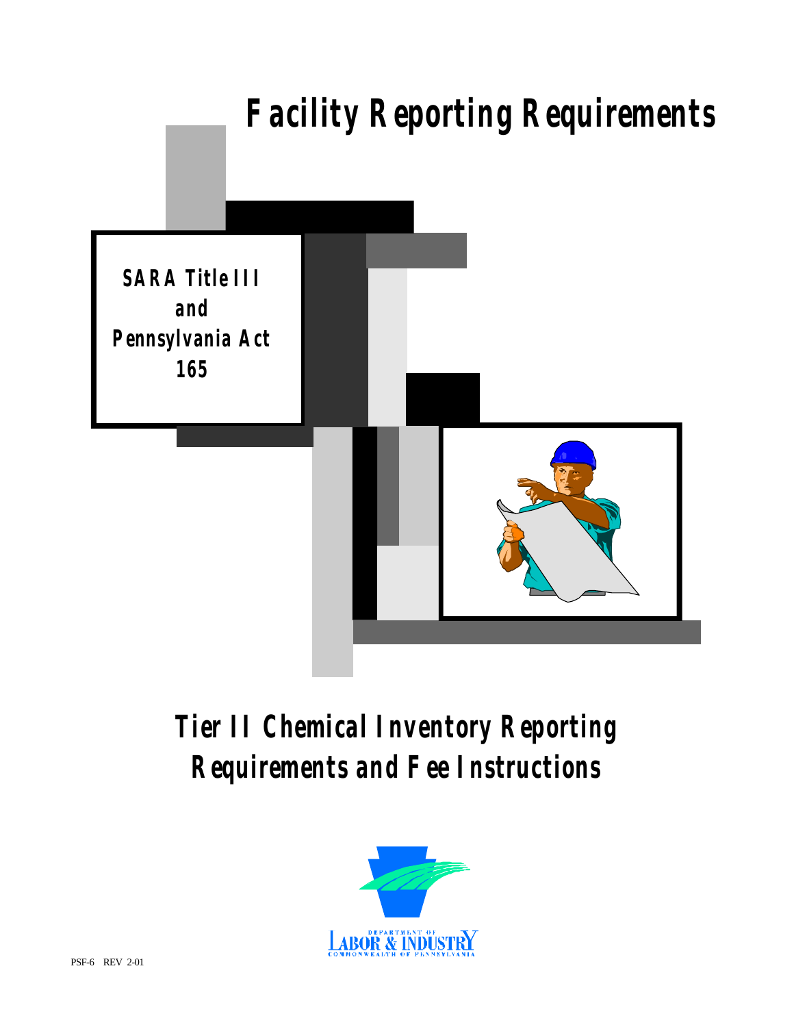# Facility Reporting Requirements

**SARA Title III and Pennsylvania Act 165**

## Tier II Chemical Inventory Reporting Requirements and Fee Instructions

DEPARTMENT OF LABOR & INDUSTRY
COMMONWEALTH OF PENNSYLVANIA

PSF-6 REV 2-01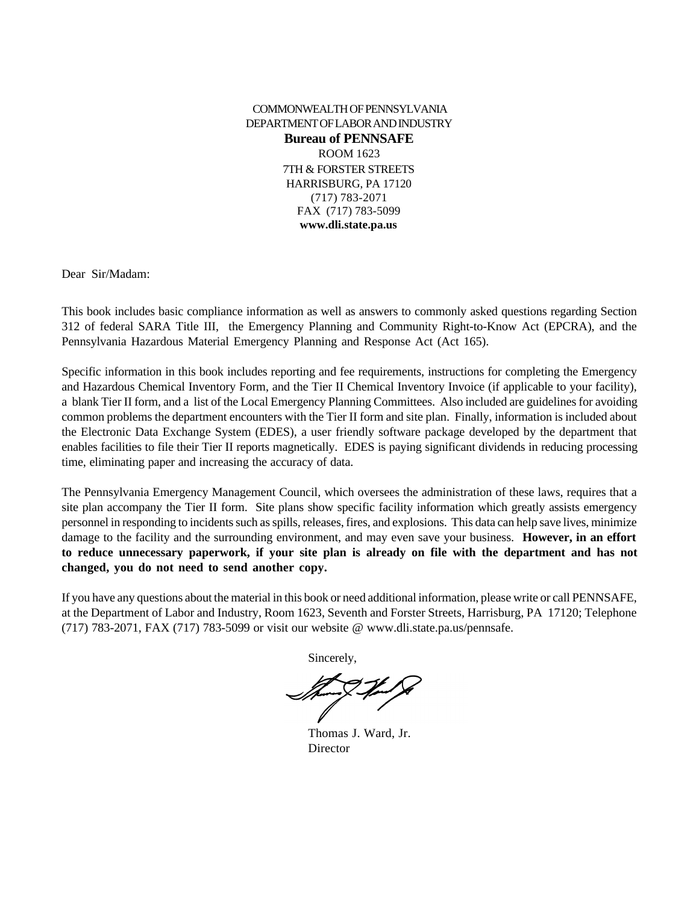COMMONWEALTH OF PENNSYLVANIA
DEPARTMENT OF LABOR AND INDUSTRY
**Bureau of PENNSAFE**
ROOM 1623
7TH & FORSTER STREETS
HARRISBURG, PA 17120
(717) 783-2071
FAX (717) 783-5099
**www.dli.state.pa.us**

Dear Sir/Madam:

This book includes basic compliance information as well as answers to commonly asked questions regarding Section 312 of federal SARA Title III, the Emergency Planning and Community Right-to-Know Act (EPCRA), and the Pennsylvania Hazardous Material Emergency Planning and Response Act (Act 165).

Specific information in this book includes reporting and fee requirements, instructions for completing the Emergency and Hazardous Chemical Inventory Form, and the Tier II Chemical Inventory Invoice (if applicable to your facility), a blank Tier II form, and a list of the Local Emergency Planning Committees. Also included are guidelines for avoiding common problems the department encounters with the Tier II form and site plan. Finally, information is included about the Electronic Data Exchange System (EDES), a user friendly software package developed by the department that enables facilities to file their Tier II reports magnetically. EDES is paying significant dividends in reducing processing time, eliminating paper and increasing the accuracy of data.

The Pennsylvania Emergency Management Council, which oversees the administration of these laws, requires that a site plan accompany the Tier II form. Site plans show specific facility information which greatly assists emergency personnel in responding to incidents such as spills, releases, fires, and explosions. This data can help save lives, minimize damage to the facility and the surrounding environment, and may even save your business. **However, in an effort to reduce unnecessary paperwork, if your site plan is already on file with the department and has not changed, you do not need to send another copy.**

If you have any questions about the material in this book or need additional information, please write or call PENNSAFE, at the Department of Labor and Industry, Room 1623, Seventh and Forster Streets, Harrisburg, PA 17120; Telephone (717) 783-2071, FAX (717) 783-5099 or visit our website @ www.dli.state.pa.us/pennsafe.

Sincerely,

Thomas J. Ward, Jr.
Director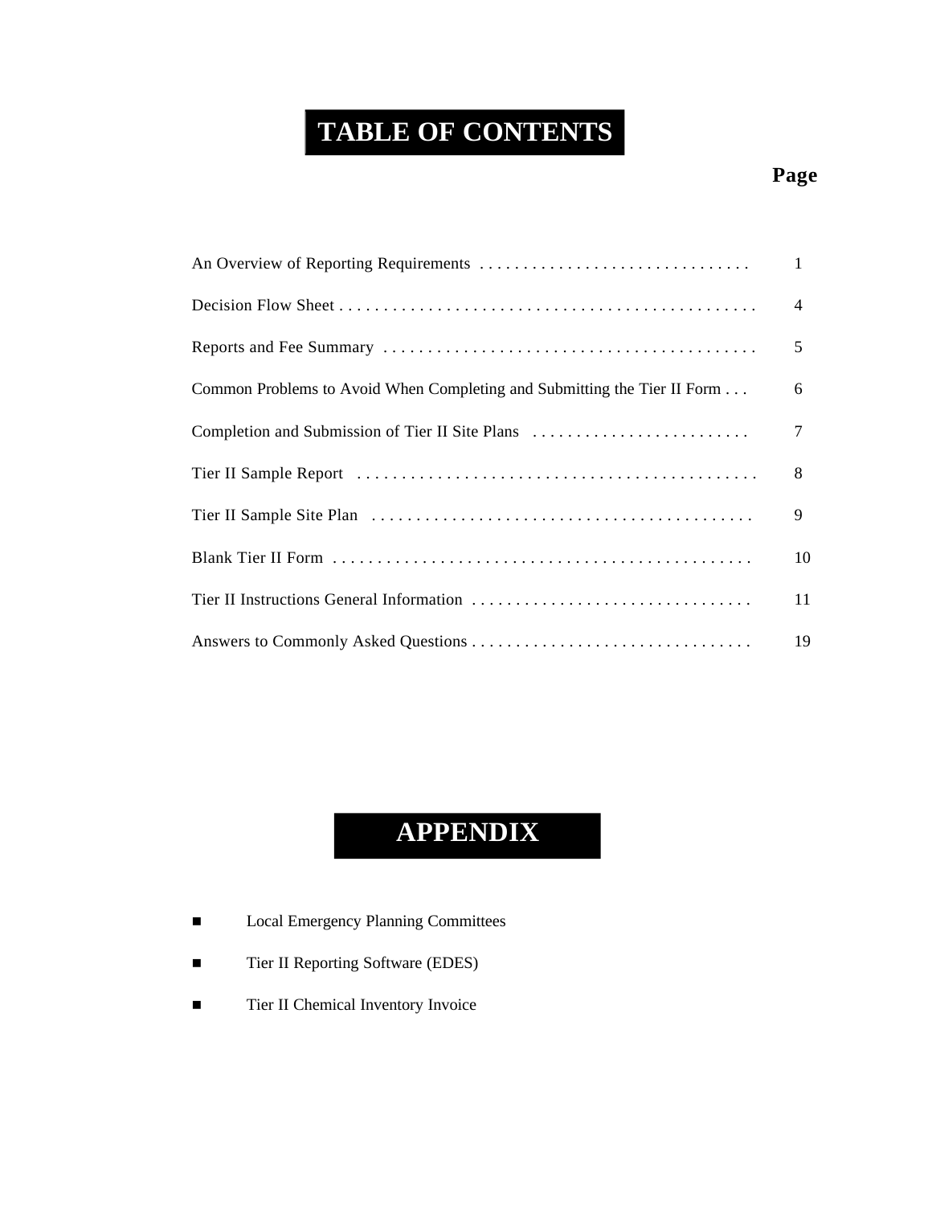# TABLE OF CONTENTS

| | Page |
|---|---|
| An Overview of Reporting Requirements | 1 |
| Decision Flow Sheet | 4 |
| Reports and Fee Summary | 5 |
| Common Problems to Avoid When Completing and Submitting the Tier II Form | 6 |
| Completion and Submission of Tier II Site Plans | 7 |
| Tier II Sample Report | 8 |
| Tier II Sample Site Plan | 9 |
| Blank Tier II Form | 10 |
| Tier II Instructions General Information | 11 |
| Answers to Commonly Asked Questions | 19 |

# APPENDIX

- Local Emergency Planning Committees
- Tier II Reporting Software (EDES)
- Tier II Chemical Inventory Invoice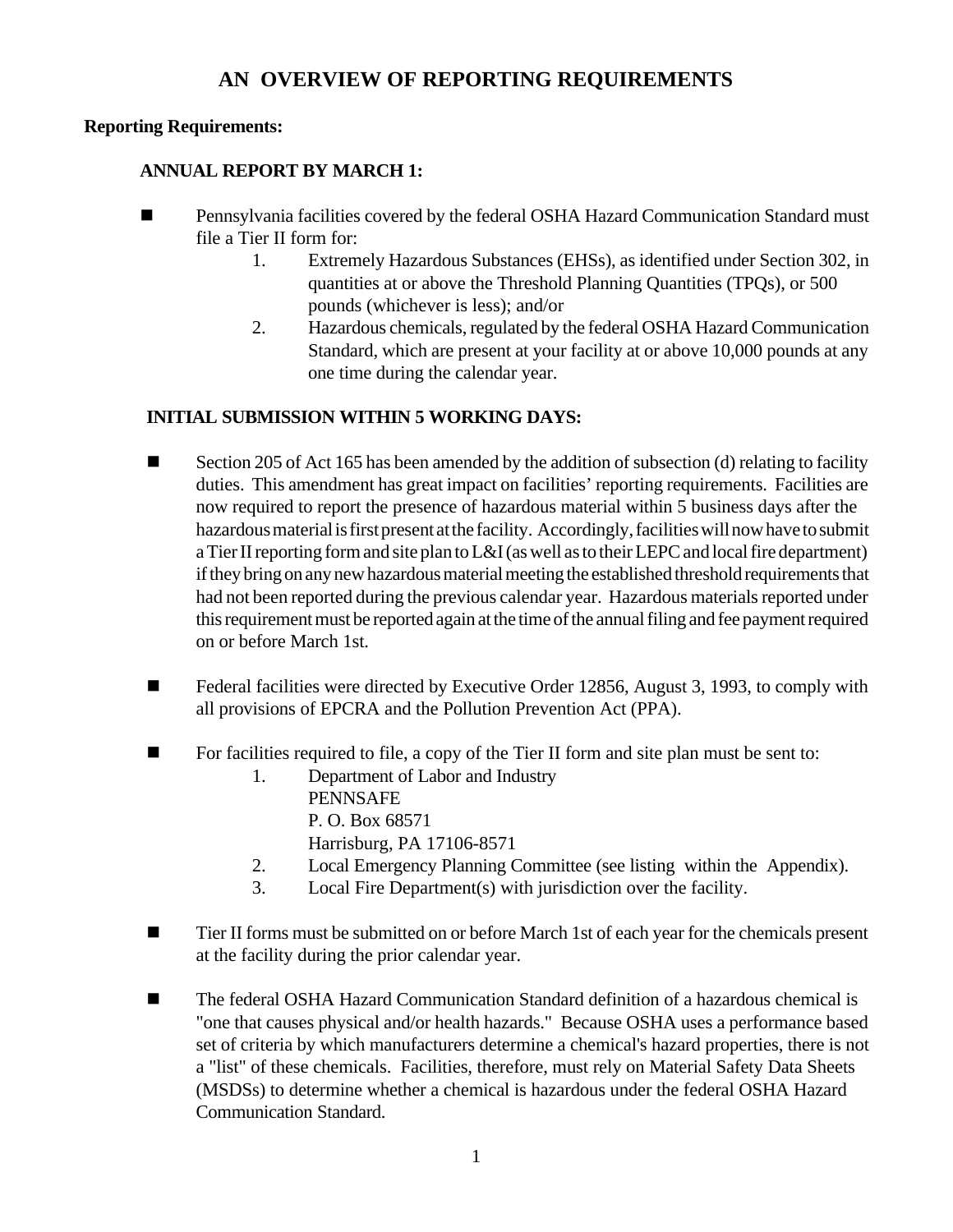# AN OVERVIEW OF REPORTING REQUIREMENTS

**Reporting Requirements:**

**ANNUAL REPORT BY MARCH 1:**

- Pennsylvania facilities covered by the federal OSHA Hazard Communication Standard must file a Tier II form for:
  1. Extremely Hazardous Substances (EHSs), as identified under Section 302, in quantities at or above the Threshold Planning Quantities (TPQs), or 500 pounds (whichever is less); and/or
  2. Hazardous chemicals, regulated by the federal OSHA Hazard Communication Standard, which are present at your facility at or above 10,000 pounds at any one time during the calendar year.

**INITIAL SUBMISSION WITHIN 5 WORKING DAYS:**

- Section 205 of Act 165 has been amended by the addition of subsection (d) relating to facility duties. This amendment has great impact on facilities' reporting requirements. Facilities are now required to report the presence of hazardous material within 5 business days after the hazardous material is first present at the facility. Accordingly, facilities will now have to submit a Tier II reporting form and site plan to L&I (as well as to their LEPC and local fire department) if they bring on any new hazardous material meeting the established threshold requirements that had not been reported during the previous calendar year. Hazardous materials reported under this requirement must be reported again at the time of the annual filing and fee payment required on or before March 1st.

- Federal facilities were directed by Executive Order 12856, August 3, 1993, to comply with all provisions of EPCRA and the Pollution Prevention Act (PPA).

- For facilities required to file, a copy of the Tier II form and site plan must be sent to:
  1. Department of Labor and Industry
     PENNSAFE
     P. O. Box 68571
     Harrisburg, PA 17106-8571
  2. Local Emergency Planning Committee (see listing within the Appendix).
  3. Local Fire Department(s) with jurisdiction over the facility.

- Tier II forms must be submitted on or before March 1st of each year for the chemicals present at the facility during the prior calendar year.

- The federal OSHA Hazard Communication Standard definition of a hazardous chemical is "one that causes physical and/or health hazards." Because OSHA uses a performance based set of criteria by which manufacturers determine a chemical's hazard properties, there is not a "list" of these chemicals. Facilities, therefore, must rely on Material Safety Data Sheets (MSDSs) to determine whether a chemical is hazardous under the federal OSHA Hazard Communication Standard.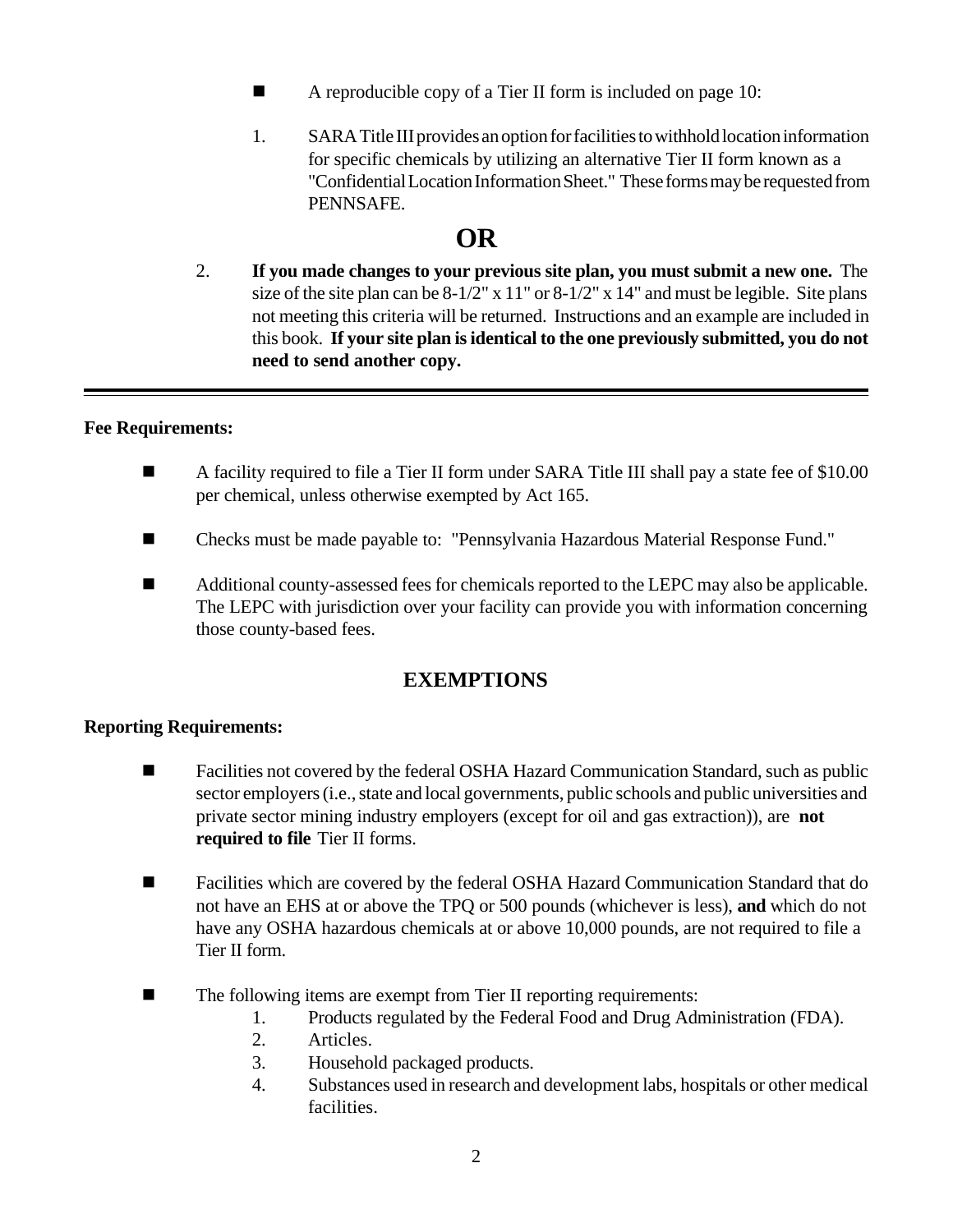- A reproducible copy of a Tier II form is included on page 10:

1. SARA Title III provides an option for facilities to withhold location information for specific chemicals by utilizing an alternative Tier II form known as a "Confidential Location Information Sheet." These forms may be requested from PENNSAFE.

## OR

2. **If you made changes to your previous site plan, you must submit a new one.** The size of the site plan can be 8-1/2" x 11" or 8-1/2" x 14" and must be legible. Site plans not meeting this criteria will be returned. Instructions and an example are included in this book. **If your site plan is identical to the one previously submitted, you do not need to send another copy.**

---

**Fee Requirements:**

- A facility required to file a Tier II form under SARA Title III shall pay a state fee of $10.00 per chemical, unless otherwise exempted by Act 165.
- Checks must be made payable to: "Pennsylvania Hazardous Material Response Fund."
- Additional county-assessed fees for chemicals reported to the LEPC may also be applicable. The LEPC with jurisdiction over your facility can provide you with information concerning those county-based fees.

## EXEMPTIONS

**Reporting Requirements:**

- Facilities not covered by the federal OSHA Hazard Communication Standard, such as public sector employers (i.e., state and local governments, public schools and public universities and private sector mining industry employers (except for oil and gas extraction)), are **not required to file** Tier II forms.
- Facilities which are covered by the federal OSHA Hazard Communication Standard that do not have an EHS at or above the TPQ or 500 pounds (whichever is less), **and** which do not have any OSHA hazardous chemicals at or above 10,000 pounds, are not required to file a Tier II form.
- The following items are exempt from Tier II reporting requirements:
  1. Products regulated by the Federal Food and Drug Administration (FDA).
  2. Articles.
  3. Household packaged products.
  4. Substances used in research and development labs, hospitals or other medical facilities.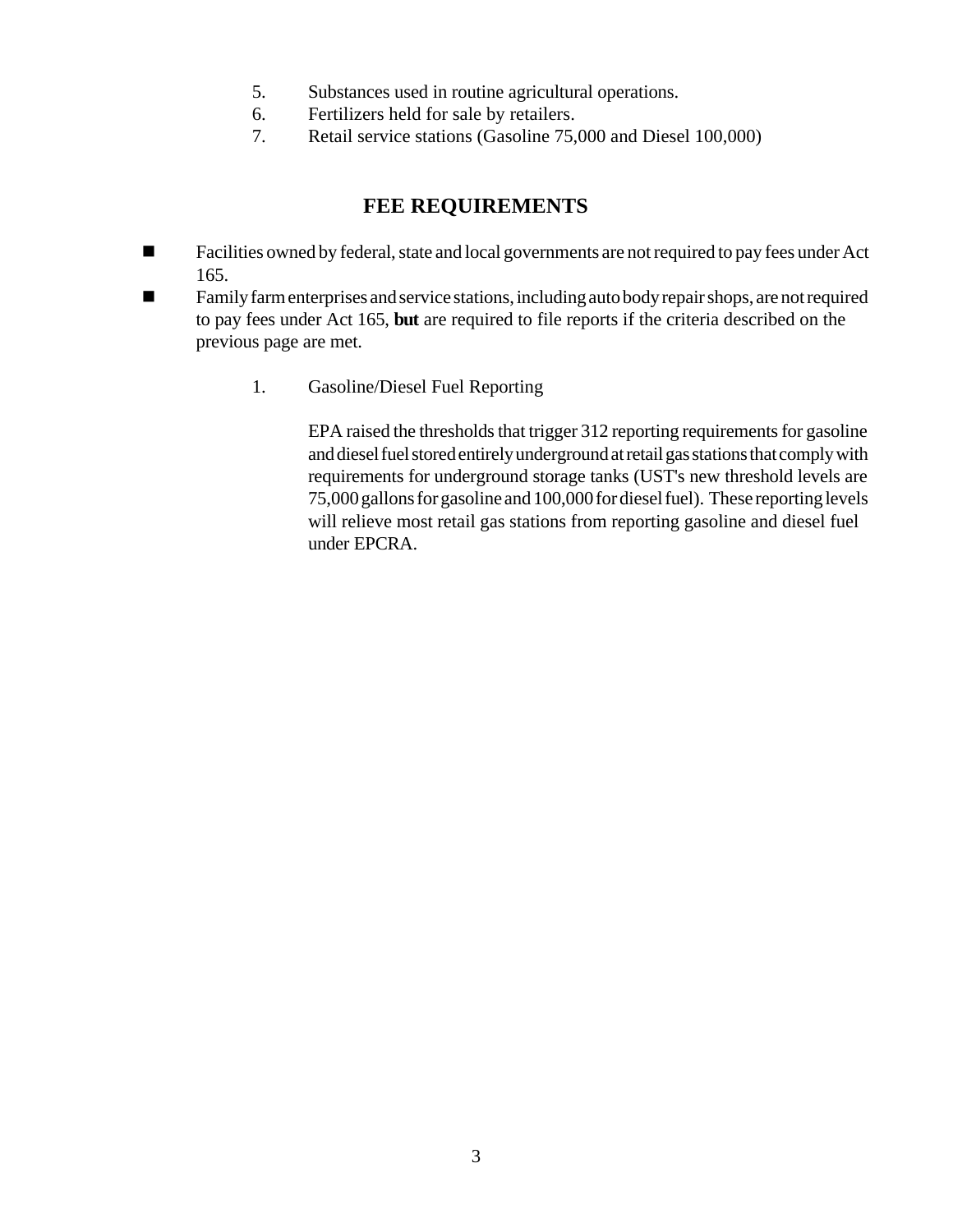5. Substances used in routine agricultural operations.
6. Fertilizers held for sale by retailers.
7. Retail service stations (Gasoline 75,000 and Diesel 100,000)

## FEE REQUIREMENTS

- Facilities owned by federal, state and local governments are not required to pay fees under Act 165.
- Family farm enterprises and service stations, including auto body repair shops, are not required to pay fees under Act 165, **but** are required to file reports if the criteria described on the previous page are met.

  1. Gasoline/Diesel Fuel Reporting

     EPA raised the thresholds that trigger 312 reporting requirements for gasoline and diesel fuel stored entirely underground at retail gas stations that comply with requirements for underground storage tanks (UST's new threshold levels are 75,000 gallons for gasoline and 100,000 for diesel fuel). These reporting levels will relieve most retail gas stations from reporting gasoline and diesel fuel under EPCRA.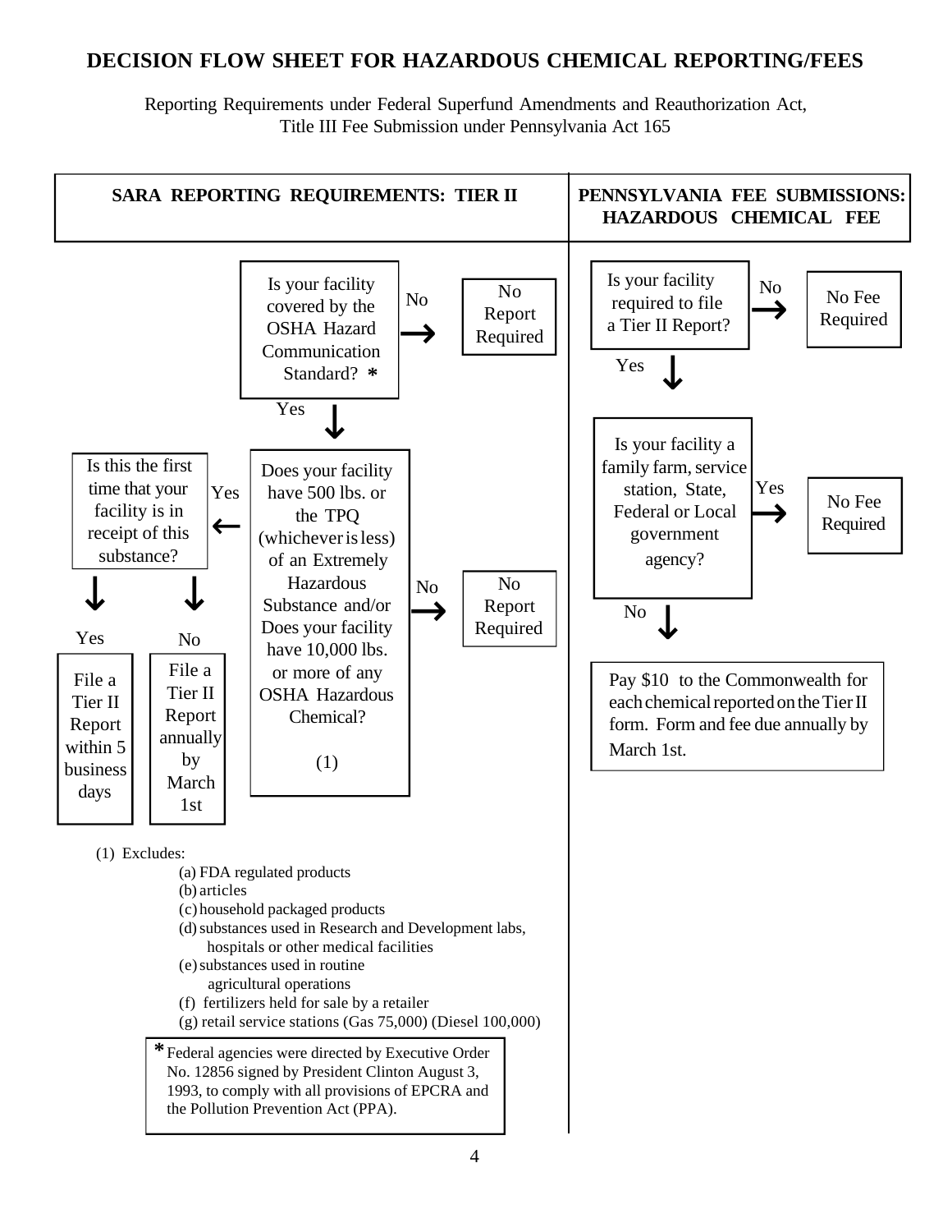# DECISION FLOW SHEET FOR HAZARDOUS CHEMICAL REPORTING/FEES

Reporting Requirements under Federal Superfund Amendments and Reauthorization Act, Title III Fee Submission under Pennsylvania Act 165

## SARA REPORTING REQUIREMENTS: TIER II

Is your facility covered by the OSHA Hazard Communication Standard? *

- No → No Report Required
- Yes ↓

Does your facility have 500 lbs. or the TPQ (whichever is less) of an Extremely Hazardous Substance and/or Does your facility have 10,000 lbs. or more of any OSHA Hazardous Chemical? (1)

- No → No Report Required
- Yes ← Is this the first time that your facility is in receipt of this substance?
  - Yes ↓ File a Tier II Report within 5 business days
  - No ↓ File a Tier II Report annually by March 1st

(1) Excludes:

(a) FDA regulated products
(b) articles
(c) household packaged products
(d) substances used in Research and Development labs, hospitals or other medical facilities
(e) substances used in routine agricultural operations
(f) fertilizers held for sale by a retailer
(g) retail service stations (Gas 75,000) (Diesel 100,000)

* Federal agencies were directed by Executive Order No. 12856 signed by President Clinton August 3, 1993, to comply with all provisions of EPCRA and the Pollution Prevention Act (PPA).

## PENNSYLVANIA FEE SUBMISSIONS: HAZARDOUS CHEMICAL FEE

Is your facility required to file a Tier II Report?

- No → No Fee Required
- Yes ↓

Is your facility a family farm, service station, State, Federal or Local government agency?

- Yes → No Fee Required
- No ↓

Pay $10 to the Commonwealth for each chemical reported on the Tier II form. Form and fee due annually by March 1st.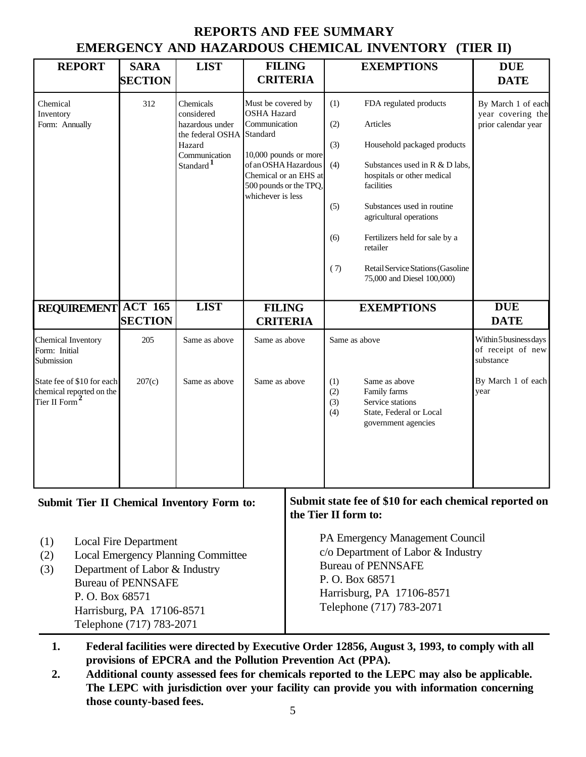# REPORTS AND FEE SUMMARY
# EMERGENCY AND HAZARDOUS CHEMICAL INVENTORY (TIER II)

| REPORT | SARA SECTION | LIST | FILING CRITERIA | EXEMPTIONS | DUE DATE |
|---|---|---|---|---|---|
| Chemical Inventory Form: Annually | 312 | Chemicals considered hazardous under the federal OSHA Hazard Communication Standard[1] | Must be covered by OSHA Hazard Communication Standard<br><br>10,000 pounds or more of an OSHA Hazardous Chemical or an EHS at 500 pounds or the TPQ, whichever is less | (1) FDA regulated products<br>(2) Articles<br>(3) Household packaged products<br>(4) Substances used in R & D labs, hospitals or other medical facilities<br>(5) Substances used in routine agricultural operations<br>(6) Fertilizers held for sale by a retailer<br>(7) Retail Service Stations (Gasoline 75,000 and Diesel 100,000) | By March 1 of each year covering the prior calendar year |
| **REQUIREMENT** | **ACT 165 SECTION** | **LIST** | **FILING CRITERIA** | **EXEMPTIONS** | **DUE DATE** |
| Chemical Inventory Form: Initial Submission | 205 | Same as above | Same as above | Same as above | Within 5 business days of receipt of new substance |
| State fee of $10 for each chemical reported on the Tier II Form[2] | 207(c) | Same as above | Same as above | (1) Same as above<br>(2) Family farms<br>(3) Service stations<br>(4) State, Federal or Local government agencies | By March 1 of each year |

**Submit Tier II Chemical Inventory Form to:**

(1) Local Fire Department
(2) Local Emergency Planning Committee
(3) Department of Labor & Industry
Bureau of PENNSAFE
P. O. Box 68571
Harrisburg, PA 17106-8571
Telephone (717) 783-2071

**Submit state fee of $10 for each chemical reported on the Tier II form to:**

PA Emergency Management Council
c/o Department of Labor & Industry
Bureau of PENNSAFE
P. O. Box 68571
Harrisburg, PA 17106-8571
Telephone (717) 783-2071

1. **Federal facilities were directed by Executive Order 12856, August 3, 1993, to comply with all provisions of EPCRA and the Pollution Prevention Act (PPA).**
2. **Additional county assessed fees for chemicals reported to the LEPC may also be applicable. The LEPC with jurisdiction over your facility can provide you with information concerning those county-based fees.**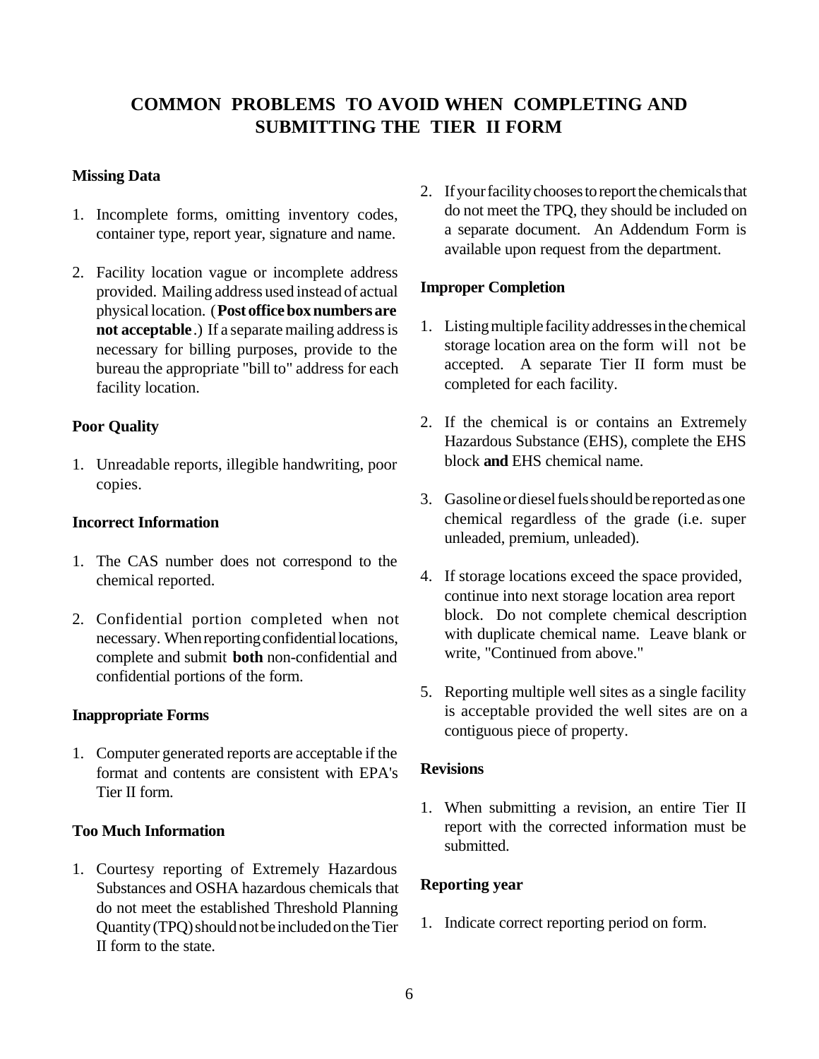# COMMON PROBLEMS TO AVOID WHEN COMPLETING AND SUBMITTING THE TIER II FORM

### Missing Data

1. Incomplete forms, omitting inventory codes, container type, report year, signature and name.

2. Facility location vague or incomplete address provided. Mailing address used instead of actual physical location. (**Post office box numbers are not acceptable**.) If a separate mailing address is necessary for billing purposes, provide to the bureau the appropriate "bill to" address for each facility location.

### Poor Quality

1. Unreadable reports, illegible handwriting, poor copies.

### Incorrect Information

1. The CAS number does not correspond to the chemical reported.

2. Confidential portion completed when not necessary. When reporting confidential locations, complete and submit **both** non-confidential and confidential portions of the form.

### Inappropriate Forms

1. Computer generated reports are acceptable if the format and contents are consistent with EPA's Tier II form.

### Too Much Information

1. Courtesy reporting of Extremely Hazardous Substances and OSHA hazardous chemicals that do not meet the established Threshold Planning Quantity (TPQ) should not be included on the Tier II form to the state.

2. If your facility chooses to report the chemicals that do not meet the TPQ, they should be included on a separate document. An Addendum Form is available upon request from the department.

### Improper Completion

1. Listing multiple facility addresses in the chemical storage location area on the form will not be accepted. A separate Tier II form must be completed for each facility.

2. If the chemical is or contains an Extremely Hazardous Substance (EHS), complete the EHS block **and** EHS chemical name.

3. Gasoline or diesel fuels should be reported as one chemical regardless of the grade (i.e. super unleaded, premium, unleaded).

4. If storage locations exceed the space provided, continue into next storage location area report block. Do not complete chemical description with duplicate chemical name. Leave blank or write, "Continued from above."

5. Reporting multiple well sites as a single facility is acceptable provided the well sites are on a contiguous piece of property.

### Revisions

1. When submitting a revision, an entire Tier II report with the corrected information must be submitted.

### Reporting year

1. Indicate correct reporting period on form.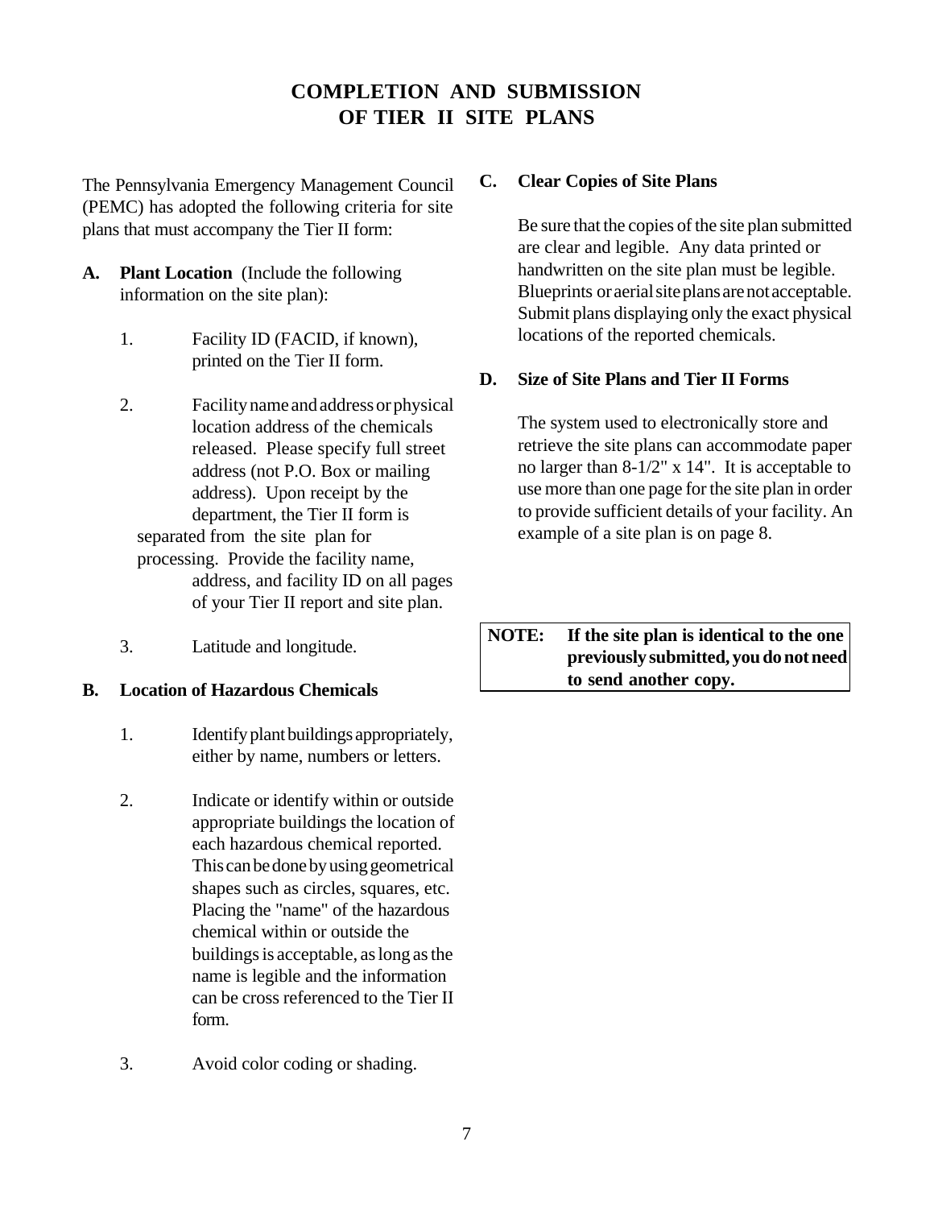# COMPLETION AND SUBMISSION OF TIER II SITE PLANS

The Pennsylvania Emergency Management Council (PEMC) has adopted the following criteria for site plans that must accompany the Tier II form:

**A. Plant Location** (Include the following information on the site plan):

1. Facility ID (FACID, if known), printed on the Tier II form.
2. Facility name and address or physical location address of the chemicals released. Please specify full street address (not P.O. Box or mailing address). Upon receipt by the department, the Tier II form is separated from the site plan for processing. Provide the facility name, address, and facility ID on all pages of your Tier II report and site plan.
3. Latitude and longitude.

**B. Location of Hazardous Chemicals**

1. Identify plant buildings appropriately, either by name, numbers or letters.
2. Indicate or identify within or outside appropriate buildings the location of each hazardous chemical reported. This can be done by using geometrical shapes such as circles, squares, etc. Placing the "name" of the hazardous chemical within or outside the buildings is acceptable, as long as the name is legible and the information can be cross referenced to the Tier II form.
3. Avoid color coding or shading.

**C. Clear Copies of Site Plans**

Be sure that the copies of the site plan submitted are clear and legible. Any data printed or handwritten on the site plan must be legible. Blueprints or aerial site plans are not acceptable. Submit plans displaying only the exact physical locations of the reported chemicals.

**D. Size of Site Plans and Tier II Forms**

The system used to electronically store and retrieve the site plans can accommodate paper no larger than 8-1/2" x 14". It is acceptable to use more than one page for the site plan in order to provide sufficient details of your facility. An example of a site plan is on page 8.

**NOTE: If the site plan is identical to the one previously submitted, you do not need to send another copy.**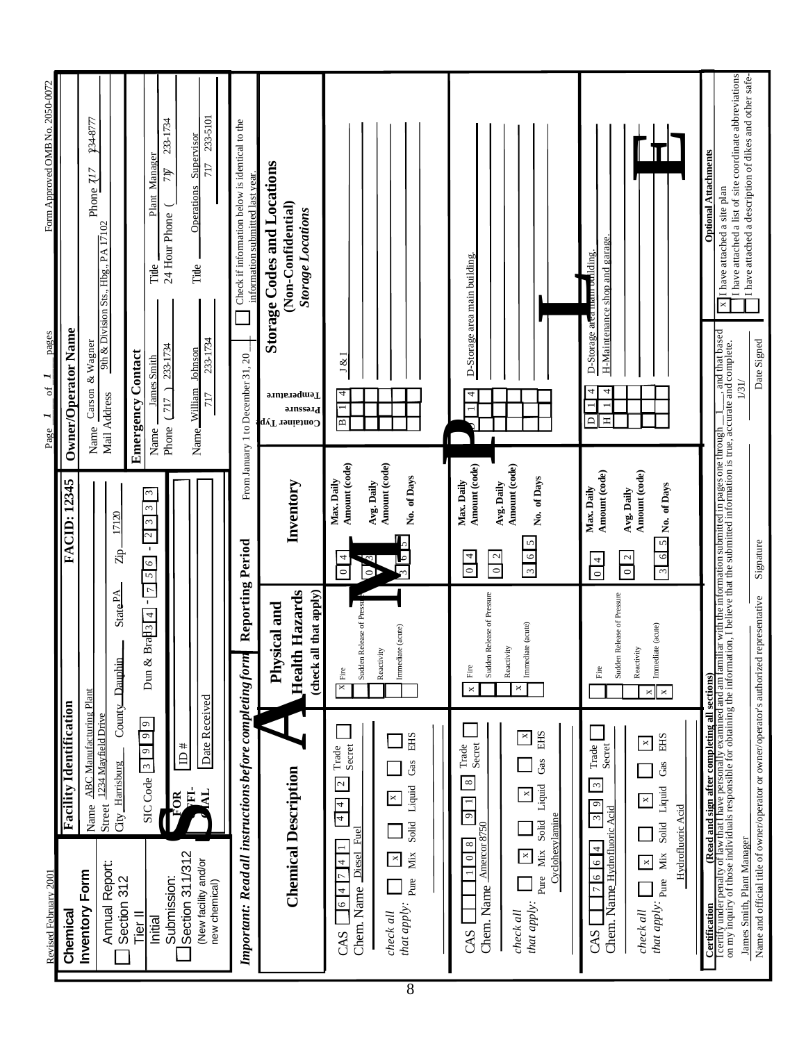Revised February 2001

Form Approved OMB No. 2050-0072

Page **1** of **1** pages

# Chemical Inventory Form

**Tier II**

☐ Annual Report: Section 312

Initial Submission:
☐ Section 311/312
(New facility and/or new chemical)

**FACID: 12345**

## Facility Identification

Name ABC Manufacturing Plant

Street 1234 Mayfield Drive

City Harrisburg County Dauphin State PA Zip 17120

SIC Code 3 9 9 9 Dun & Brad 3 4 - 7 5 6 - 2 3 3 3

FOR OFFICIAL USE: ID # ____ Date Received ____

## Owner/Operator Name

Name Carson & Wagner Phone 717 234-8777

Mail Address 9th & Division Sts., Hbg., PA 17102

## Emergency Contact

Name James Smith Title Plant Manager

Phone (717) 233-1734 24 Hour Phone (717) 233-1734

Name William Johnson Title Operations Supervisor

Phone 717 233-1734 24 Hour Phone 717 233-5101

☐ Check if information below is identical to the information submitted last year.

*Important: Read all instructions before completing form*

**Reporting Period** From January 1 to December 31, 20__

| Chemical Description | Physical and Health Hazards (check all that apply) | Inventory | Container Type / Pressure / Temperature | Storage Codes and Locations (Non-Confidential) Storage Locations |
|---|---|---|---|---|
| CAS 68476-34-6 (6 4 7 4 1 - 4 4 - 2 entered); Chem. Name Diesel Fuel; Trade Secret ☐; check all that apply: Pure ☐ Mix ☒ Solid ☐ Liquid ☒ Gas ☐ EHS ☐ | ☒ Fire; ☐ Sudden Release of Pressure; ☐ Reactivity; ☐ Immediate (acute) | Max. Daily Amount (code) 04; Avg. Daily Amount (code) 03; No. of Days 365 | B 1 4 | J & I |
| CAS 1 0 8 - 9 1 - 8; Chem. Name Amercor 8750; Trade Secret ☐; check all that apply: Pure ☐ Mix ☒ Solid ☐ Liquid ☒ Gas ☐ EHS ☒; Cyclohexylamine | ☒ Fire; ☐ Sudden Release of Pressure; ☐ Reactivity; ☒ Immediate (acute) | Max. Daily Amount (code) 04; Avg. Daily Amount (code) 02; No. of Days 365 | 1 4 | D-Storage area main building. |
| CAS 7 6 6 4 - 3 9 - 3; Chem. Name Hydrofluoric Acid; Trade Secret ☐; check all that apply: Pure ☐ Mix ☒ Solid ☐ Liquid ☒ Gas ☐ EHS ☒; Hydrofluoric Acid | ☐ Fire; ☐ Sudden Release of Pressure; ☐ Reactivity; ☒ Immediate (acute); ☒ (chronic) | Max. Daily Amount (code) 04; Avg. Daily Amount (code) 02; No. of Days 365 | D 1 4; H 1 4 | D-Storage area main building. H-Maintenance shop and garage. |

**Certification** (Read and sign after completing all sections)

I certify under penalty of law that I have personally examined and am familiar with the information submitted in pages one through 1, and that based on my inquiry of those individuals responsible for obtaining the information, I believe that the submitted information is true, accurate and complete.

James Smith, Plant Manager — Name and official title of owner/operator or owner/operator's authorized representative

Signature

1/31/ — Date Signed

**Optional Attachments**

☒ I have attached a site plan

☐ I have attached a list of site coordinate abbreviations

☐ I have attached a description of dikes and other safeguard measures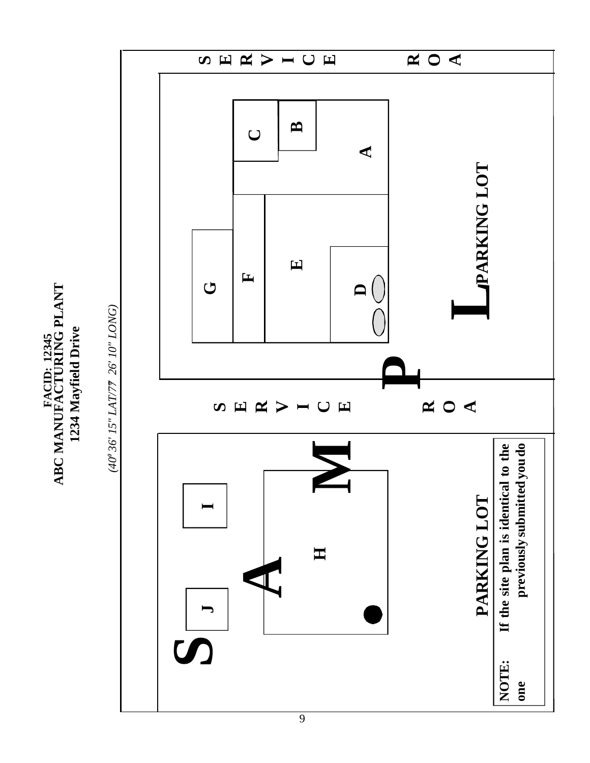**FACID: 12345**
**ABC MANUFACTURING PLANT**
**1234 Mayfield Drive**

*(40⁰36' 15" LAT/77⁰ 26' 10" LONG)*

SERVICE ROAD

SERVICE ROAD

SAMPLE

A B C D E F G H I J

PARKING LOT

PARKING LOT

**NOTE:** If the site plan is identical to the one previously submitted you do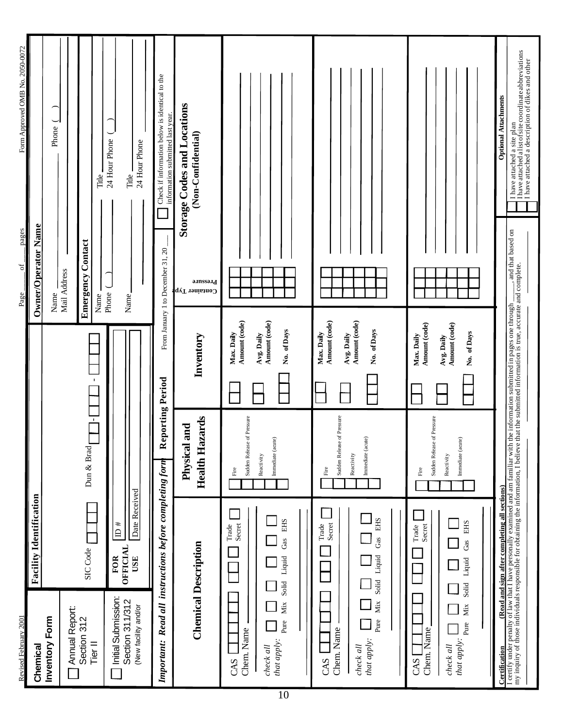Revised February 2001

Page ____ of ____ pages

Form Approved OMB No. 2050-0072

# Chemical Inventory Form

☐ Annual Report: Section 312 Tier II

☐ Initial Submission: Section 311/312 (New facility and/or

## Facility Identification

SIC Code ☐☐☐☐ Dun & Brad ☐☐-☐☐☐-☐☐☐☐

FOR OFFICIAL USE | ID # | Date Received

## Owner/Operator Name

Name ____________________ Phone ( )

Mail Address ____________________

## Emergency Contact

Name ____________ Title ____________

Phone ( ) ____________ 24 Hour Phone ( )

Name ____________ Title ____________

24 Hour Phone ____________

***Important: Read all instructions before completing form***

**Reporting Period** From January 1 to December 31, 20 ___

☐ Check if information below is identical to the information submitted last year.

| Chemical Description | Physical and Health Hazards | Inventory | Storage Codes and Locations (Non-Confidential) |
|---|---|---|---|
| CAS ☐☐☐☐☐☐ ☐☐ ☐ Trade Secret ☐<br>Chem. Name ____________<br>*check all that apply:* ☐ Pure ☐ Mix ☐ Solid ☐ Liquid ☐ Gas ☐ EHS | ☐ Fire<br>☐ Sudden Release of Pressure<br>☐ Reactivity<br>☐ Immediate (acute) | ☐☐ Max. Daily Amount (code)<br>☐☐ Avg. Daily Amount (code)<br>☐☐☐ No. of Days | Container Type / Pressure ____________ |
| CAS ☐☐☐☐☐☐ ☐☐ ☐ Trade Secret ☐<br>Chem. Name ____________<br>*check all that apply:* ☐ Pure ☐ Mix ☐ Solid ☐ Liquid ☐ Gas ☐ EHS | ☐ Fire<br>☐ Sudden Release of Pressure<br>☐ Reactivity<br>☐ Immediate (acute) | ☐☐ Max. Daily Amount (code)<br>☐☐ Avg. Daily Amount (code)<br>☐☐☐ No. of Days | Container Type / Pressure ____________ |
| CAS ☐☐☐☐☐☐ ☐☐ ☐ Trade Secret ☐<br>Chem. Name ____________<br>*check all that apply:* ☐ Pure ☐ Mix ☐ Solid ☐ Liquid ☐ Gas ☐ EHS | ☐ Fire<br>☐ Sudden Release of Pressure<br>☐ Reactivity<br>☐ Immediate (acute) | ☐☐ Max. Daily Amount (code)<br>☐☐ Avg. Daily Amount (code)<br>☐☐☐ No. of Days | Container Type / Pressure ____________ |

**Certification** **(Read and sign after completing all sections)**

I certify under penalty of law that I have personally examined and am familiar with the information submitted in pages one through ____, and that based on my inquiry of those individuals responsible for obtaining the information, I believe that the submitted information is true, accurate and complete.

**Optional Attachments**

☐ I have attached a site plan

☐ I have attached a list of site coordinate abbreviations

☐ I have attached a description of dikes and other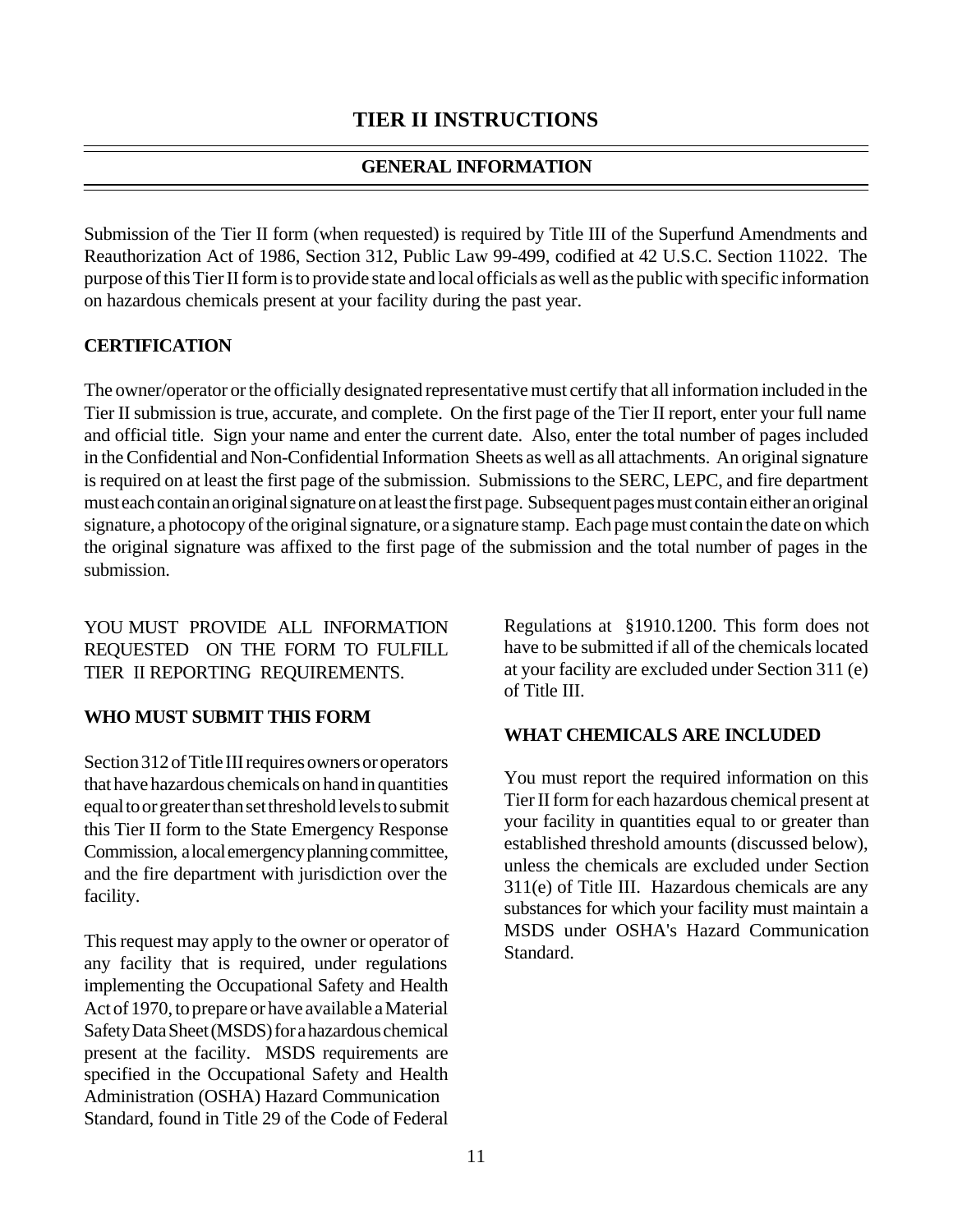# TIER II INSTRUCTIONS

## GENERAL INFORMATION

Submission of the Tier II form (when requested) is required by Title III of the Superfund Amendments and Reauthorization Act of 1986, Section 312, Public Law 99-499, codified at 42 U.S.C. Section 11022. The purpose of this Tier II form is to provide state and local officials as well as the public with specific information on hazardous chemicals present at your facility during the past year.

### CERTIFICATION

The owner/operator or the officially designated representative must certify that all information included in the Tier II submission is true, accurate, and complete. On the first page of the Tier II report, enter your full name and official title. Sign your name and enter the current date. Also, enter the total number of pages included in the Confidential and Non-Confidential Information Sheets as well as all attachments. An original signature is required on at least the first page of the submission. Submissions to the SERC, LEPC, and fire department must each contain an original signature on at least the first page. Subsequent pages must contain either an original signature, a photocopy of the original signature, or a signature stamp. Each page must contain the date on which the original signature was affixed to the first page of the submission and the total number of pages in the submission.

YOU MUST PROVIDE ALL INFORMATION REQUESTED ON THE FORM TO FULFILL TIER II REPORTING REQUIREMENTS.

### WHO MUST SUBMIT THIS FORM

Section 312 of Title III requires owners or operators that have hazardous chemicals on hand in quantities equal to or greater than set threshold levels to submit this Tier II form to the State Emergency Response Commission, a local emergency planning committee, and the fire department with jurisdiction over the facility.

This request may apply to the owner or operator of any facility that is required, under regulations implementing the Occupational Safety and Health Act of 1970, to prepare or have available a Material Safety Data Sheet (MSDS) for a hazardous chemical present at the facility. MSDS requirements are specified in the Occupational Safety and Health Administration (OSHA) Hazard Communication Standard, found in Title 29 of the Code of Federal Regulations at §1910.1200. This form does not have to be submitted if all of the chemicals located at your facility are excluded under Section 311 (e) of Title III.

### WHAT CHEMICALS ARE INCLUDED

You must report the required information on this Tier II form for each hazardous chemical present at your facility in quantities equal to or greater than established threshold amounts (discussed below), unless the chemicals are excluded under Section 311(e) of Title III. Hazardous chemicals are any substances for which your facility must maintain a MSDS under OSHA's Hazard Communication Standard.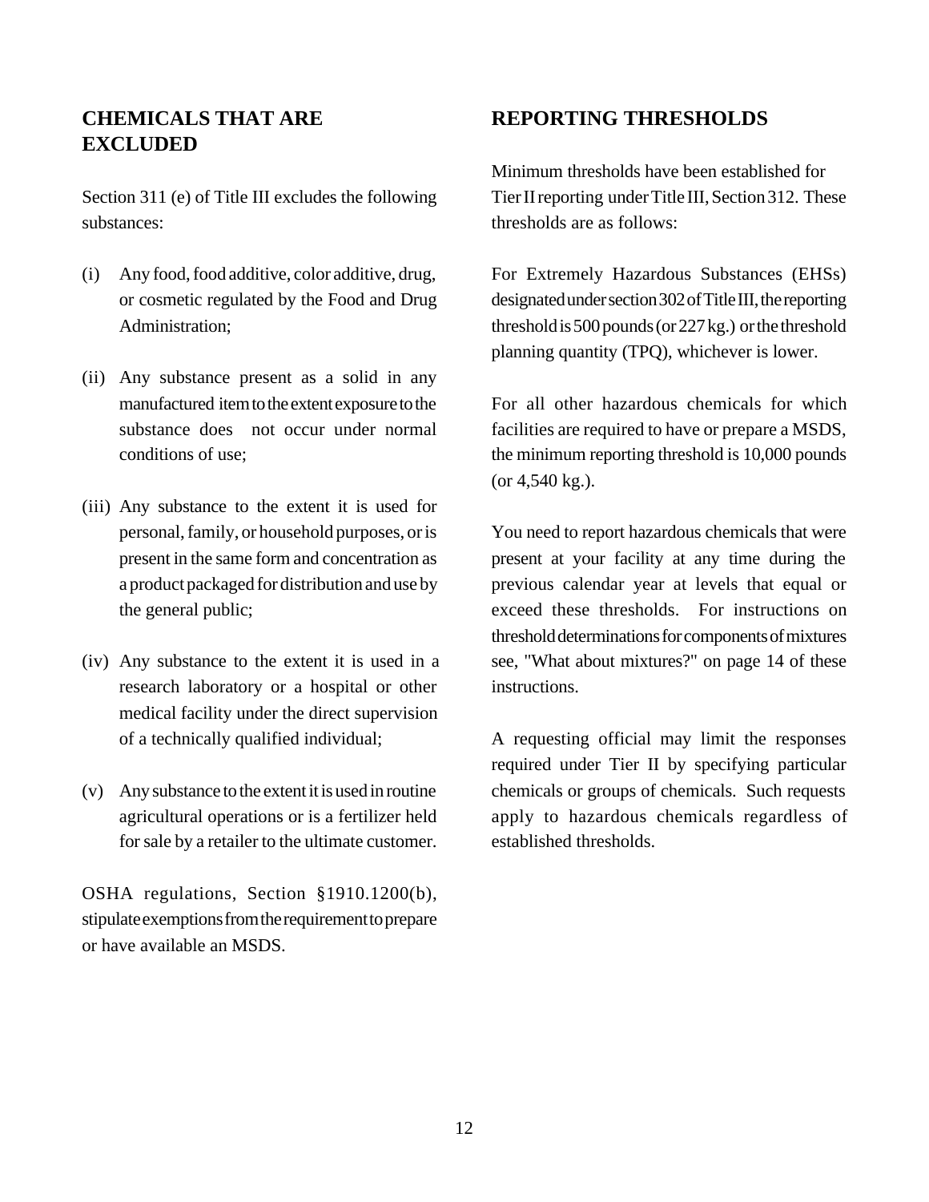## CHEMICALS THAT ARE EXCLUDED

Section 311 (e) of Title III excludes the following substances:

(i) Any food, food additive, color additive, drug, or cosmetic regulated by the Food and Drug Administration;

(ii) Any substance present as a solid in any manufactured item to the extent exposure to the substance does not occur under normal conditions of use;

(iii) Any substance to the extent it is used for personal, family, or household purposes, or is present in the same form and concentration as a product packaged for distribution and use by the general public;

(iv) Any substance to the extent it is used in a research laboratory or a hospital or other medical facility under the direct supervision of a technically qualified individual;

(v) Any substance to the extent it is used in routine agricultural operations or is a fertilizer held for sale by a retailer to the ultimate customer.

OSHA regulations, Section §1910.1200(b), stipulate exemptions from the requirement to prepare or have available an MSDS.

## REPORTING THRESHOLDS

Minimum thresholds have been established for Tier II reporting under Title III, Section 312. These thresholds are as follows:

For Extremely Hazardous Substances (EHSs) designated under section 302 of Title III, the reporting threshold is 500 pounds (or 227 kg.) or the threshold planning quantity (TPQ), whichever is lower.

For all other hazardous chemicals for which facilities are required to have or prepare a MSDS, the minimum reporting threshold is 10,000 pounds (or 4,540 kg.).

You need to report hazardous chemicals that were present at your facility at any time during the previous calendar year at levels that equal or exceed these thresholds. For instructions on threshold determinations for components of mixtures see, "What about mixtures?" on page 14 of these instructions.

A requesting official may limit the responses required under Tier II by specifying particular chemicals or groups of chemicals. Such requests apply to hazardous chemicals regardless of established thresholds.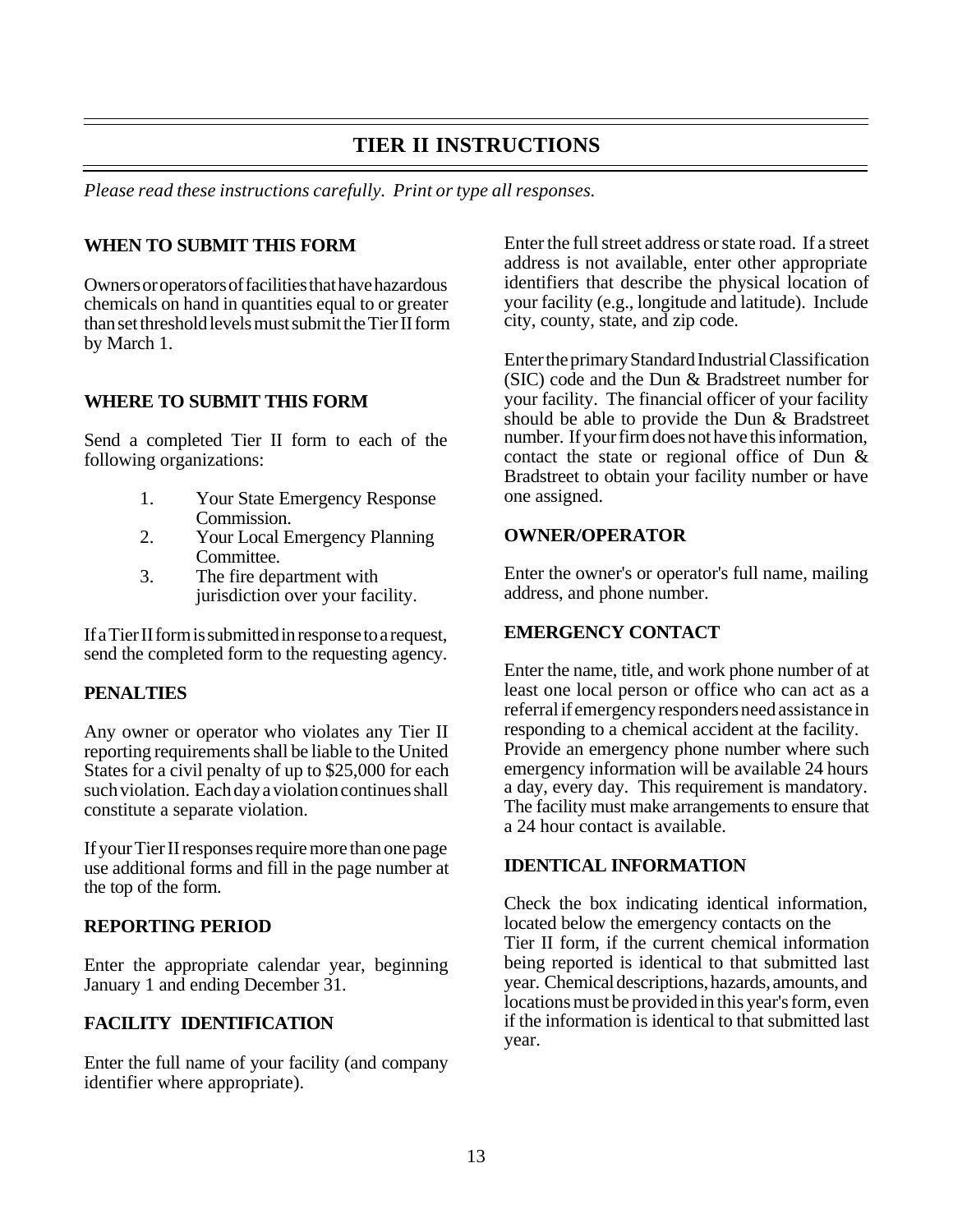# TIER II INSTRUCTIONS

*Please read these instructions carefully. Print or type all responses.*

## WHEN TO SUBMIT THIS FORM

Owners or operators of facilities that have hazardous chemicals on hand in quantities equal to or greater than set threshold levels must submit the Tier II form by March 1.

## WHERE TO SUBMIT THIS FORM

Send a completed Tier II form to each of the following organizations:

1. Your State Emergency Response Commission.
2. Your Local Emergency Planning Committee.
3. The fire department with jurisdiction over your facility.

If a Tier II form is submitted in response to a request, send the completed form to the requesting agency.

## PENALTIES

Any owner or operator who violates any Tier II reporting requirements shall be liable to the United States for a civil penalty of up to $25,000 for each such violation. Each day a violation continues shall constitute a separate violation.

If your Tier II responses require more than one page use additional forms and fill in the page number at the top of the form.

## REPORTING PERIOD

Enter the appropriate calendar year, beginning January 1 and ending December 31.

## FACILITY IDENTIFICATION

Enter the full name of your facility (and company identifier where appropriate).

Enter the full street address or state road. If a street address is not available, enter other appropriate identifiers that describe the physical location of your facility (e.g., longitude and latitude). Include city, county, state, and zip code.

Enter the primary Standard Industrial Classification (SIC) code and the Dun & Bradstreet number for your facility. The financial officer of your facility should be able to provide the Dun & Bradstreet number. If your firm does not have this information, contact the state or regional office of Dun & Bradstreet to obtain your facility number or have one assigned.

## OWNER/OPERATOR

Enter the owner's or operator's full name, mailing address, and phone number.

## EMERGENCY CONTACT

Enter the name, title, and work phone number of at least one local person or office who can act as a referral if emergency responders need assistance in responding to a chemical accident at the facility. Provide an emergency phone number where such emergency information will be available 24 hours a day, every day. This requirement is mandatory. The facility must make arrangements to ensure that a 24 hour contact is available.

## IDENTICAL INFORMATION

Check the box indicating identical information, located below the emergency contacts on the Tier II form, if the current chemical information being reported is identical to that submitted last year. Chemical descriptions, hazards, amounts, and locations must be provided in this year's form, even if the information is identical to that submitted last year.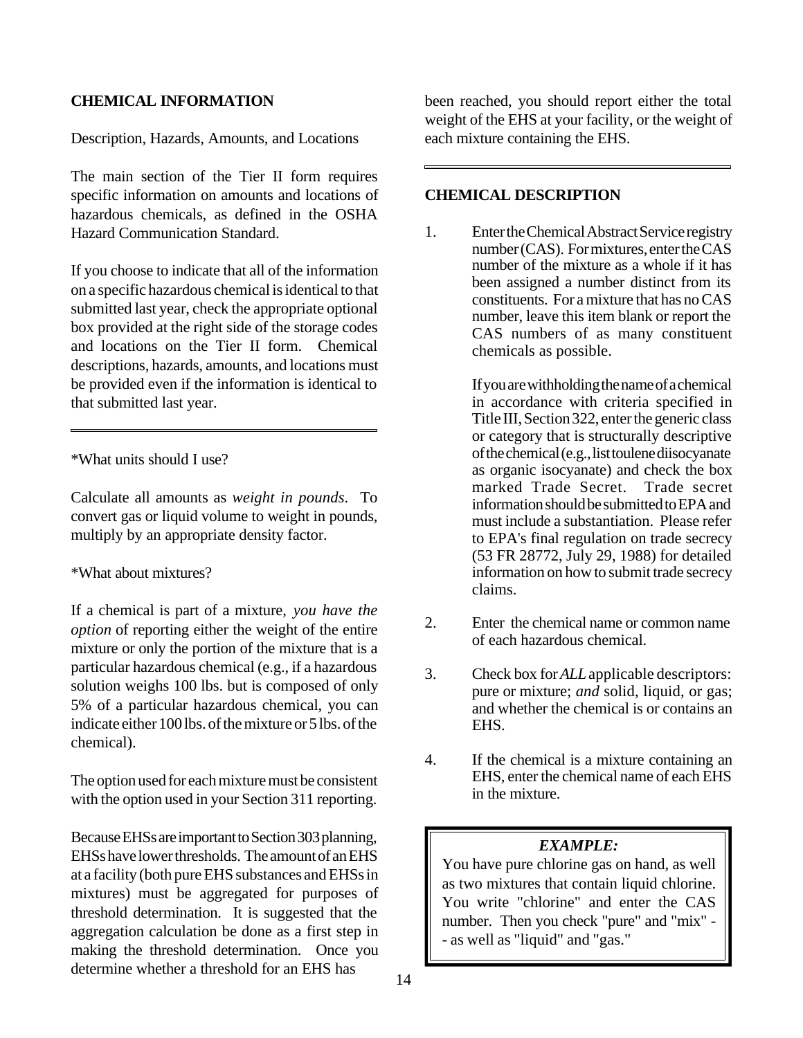## CHEMICAL INFORMATION

Description, Hazards, Amounts, and Locations

The main section of the Tier II form requires specific information on amounts and locations of hazardous chemicals, as defined in the OSHA Hazard Communication Standard.

If you choose to indicate that all of the information on a specific hazardous chemical is identical to that submitted last year, check the appropriate optional box provided at the right side of the storage codes and locations on the Tier II form. Chemical descriptions, hazards, amounts, and locations must be provided even if the information is identical to that submitted last year.

---

*What units should I use?

Calculate all amounts as *weight in pounds*. To convert gas or liquid volume to weight in pounds, multiply by an appropriate density factor.

*What about mixtures?

If a chemical is part of a mixture, *you have the option* of reporting either the weight of the entire mixture or only the portion of the mixture that is a particular hazardous chemical (e.g., if a hazardous solution weighs 100 lbs. but is composed of only 5% of a particular hazardous chemical, you can indicate either 100 lbs. of the mixture or 5 lbs. of the chemical).

The option used for each mixture must be consistent with the option used in your Section 311 reporting.

Because EHSs are important to Section 303 planning, EHSs have lower thresholds. The amount of an EHS at a facility (both pure EHS substances and EHSs in mixtures) must be aggregated for purposes of threshold determination. It is suggested that the aggregation calculation be done as a first step in making the threshold determination. Once you determine whether a threshold for an EHS has been reached, you should report either the total weight of the EHS at your facility, or the weight of each mixture containing the EHS.

---

## CHEMICAL DESCRIPTION

1. Enter the Chemical Abstract Service registry number (CAS). For mixtures, enter the CAS number of the mixture as a whole if it has been assigned a number distinct from its constituents. For a mixture that has no CAS number, leave this item blank or report the CAS numbers of as many constituent chemicals as possible.

   If you are withholding the name of a chemical in accordance with criteria specified in Title III, Section 322, enter the generic class or category that is structurally descriptive of the chemical (e.g., list toulene diisocyanate as organic isocyanate) and check the box marked Trade Secret. Trade secret information should be submitted to EPA and must include a substantiation. Please refer to EPA's final regulation on trade secrecy (53 FR 28772, July 29, 1988) for detailed information on how to submit trade secrecy claims.

2. Enter the chemical name or common name of each hazardous chemical.

3. Check box for *ALL* applicable descriptors: pure or mixture; *and* solid, liquid, or gas; and whether the chemical is or contains an EHS.

4. If the chemical is a mixture containing an EHS, enter the chemical name of each EHS in the mixture.

> ***EXAMPLE:***
>
> You have pure chlorine gas on hand, as well as two mixtures that contain liquid chlorine. You write "chlorine" and enter the CAS number. Then you check "pure" and "mix" -- as well as "liquid" and "gas."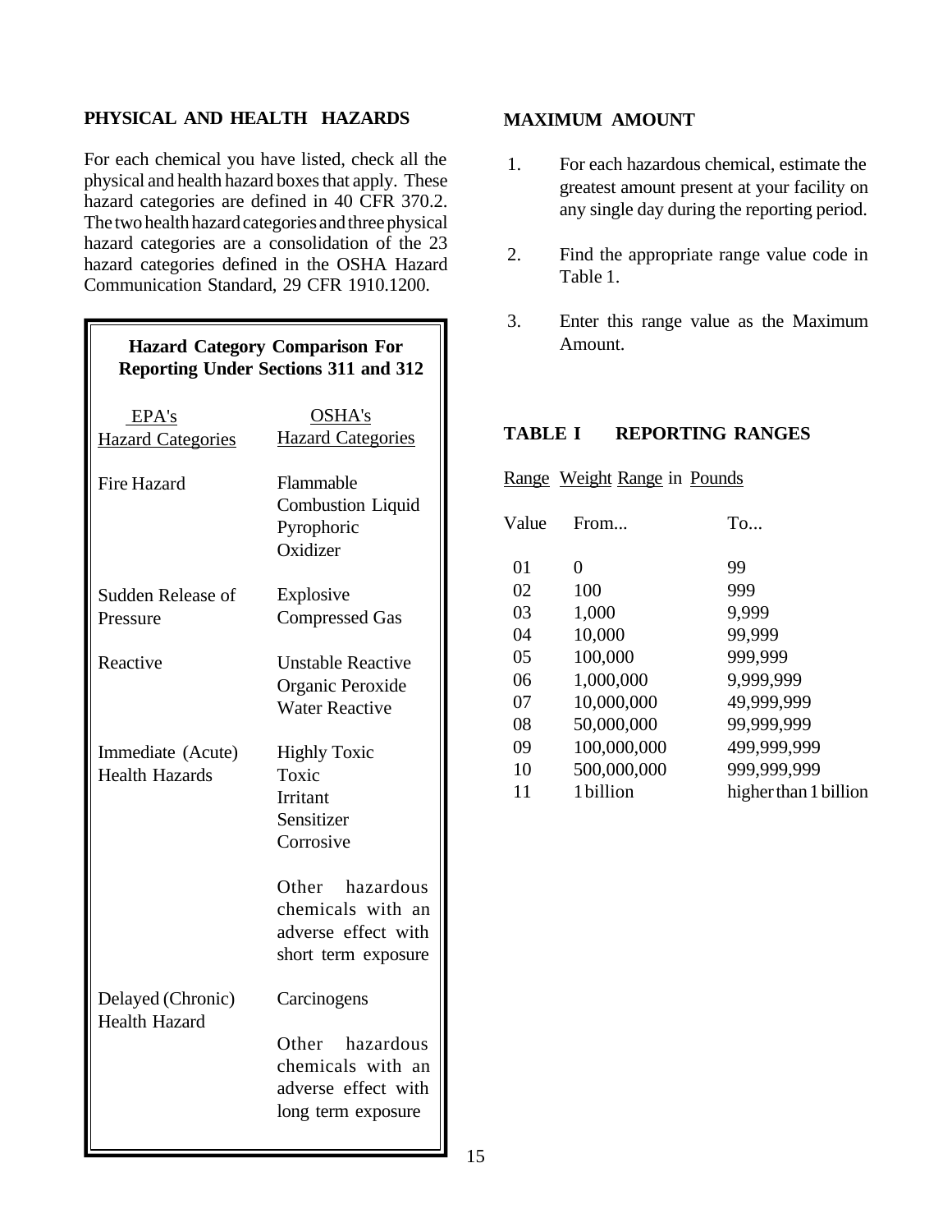## PHYSICAL AND HEALTH HAZARDS

For each chemical you have listed, check all the physical and health hazard boxes that apply. These hazard categories are defined in 40 CFR 370.2. The two health hazard categories and three physical hazard categories are a consolidation of the 23 hazard categories defined in the OSHA Hazard Communication Standard, 29 CFR 1910.1200.

**Hazard Category Comparison For Reporting Under Sections 311 and 312**

| EPA's Hazard Categories | OSHA's Hazard Categories |
|---|---|
| Fire Hazard | Flammable<br>Combustion Liquid<br>Pyrophoric<br>Oxidizer |
| Sudden Release of Pressure | Explosive<br>Compressed Gas |
| Reactive | Unstable Reactive<br>Organic Peroxide<br>Water Reactive |
| Immediate (Acute) Health Hazards | Highly Toxic<br>Toxic<br>Irritant<br>Sensitizer<br>Corrosive<br><br>Other hazardous chemicals with an adverse effect with short term exposure |
| Delayed (Chronic) Health Hazard | Carcinogens<br><br>Other hazardous chemicals with an adverse effect with long term exposure |

## MAXIMUM AMOUNT

1. For each hazardous chemical, estimate the greatest amount present at your facility on any single day during the reporting period.
2. Find the appropriate range value code in Table 1.
3. Enter this range value as the Maximum Amount.

## TABLE I REPORTING RANGES

| Range Value | Weight Range in Pounds From... | To... |
|---|---|---|
| 01 | 0 | 99 |
| 02 | 100 | 999 |
| 03 | 1,000 | 9,999 |
| 04 | 10,000 | 99,999 |
| 05 | 100,000 | 999,999 |
| 06 | 1,000,000 | 9,999,999 |
| 07 | 10,000,000 | 49,999,999 |
| 08 | 50,000,000 | 99,999,999 |
| 09 | 100,000,000 | 499,999,999 |
| 10 | 500,000,000 | 999,999,999 |
| 11 | 1 billion | higher than 1 billion |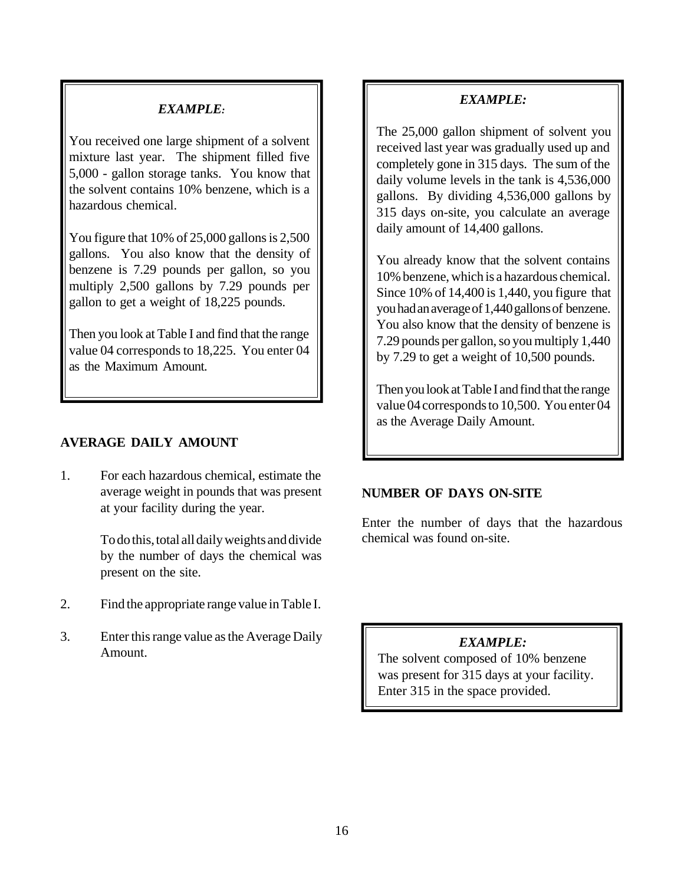### *EXAMPLE:*

You received one large shipment of a solvent mixture last year. The shipment filled five 5,000 - gallon storage tanks. You know that the solvent contains 10% benzene, which is a hazardous chemical.

You figure that 10% of 25,000 gallons is 2,500 gallons. You also know that the density of benzene is 7.29 pounds per gallon, so you multiply 2,500 gallons by 7.29 pounds per gallon to get a weight of 18,225 pounds.

Then you look at Table I and find that the range value 04 corresponds to 18,225. You enter 04 as the Maximum Amount.

## AVERAGE DAILY AMOUNT

1. For each hazardous chemical, estimate the average weight in pounds that was present at your facility during the year.

   To do this, total all daily weights and divide by the number of days the chemical was present on the site.

2. Find the appropriate range value in Table I.

3. Enter this range value as the Average Daily Amount.

### *EXAMPLE:*

The 25,000 gallon shipment of solvent you received last year was gradually used up and completely gone in 315 days. The sum of the daily volume levels in the tank is 4,536,000 gallons. By dividing 4,536,000 gallons by 315 days on-site, you calculate an average daily amount of 14,400 gallons.

You already know that the solvent contains 10% benzene, which is a hazardous chemical. Since 10% of 14,400 is 1,440, you figure that you had an average of 1,440 gallons of benzene. You also know that the density of benzene is 7.29 pounds per gallon, so you multiply 1,440 by 7.29 to get a weight of 10,500 pounds.

Then you look at Table I and find that the range value 04 corresponds to 10,500. You enter 04 as the Average Daily Amount.

## NUMBER OF DAYS ON-SITE

Enter the number of days that the hazardous chemical was found on-site.

### *EXAMPLE:*

The solvent composed of 10% benzene was present for 315 days at your facility. Enter 315 in the space provided.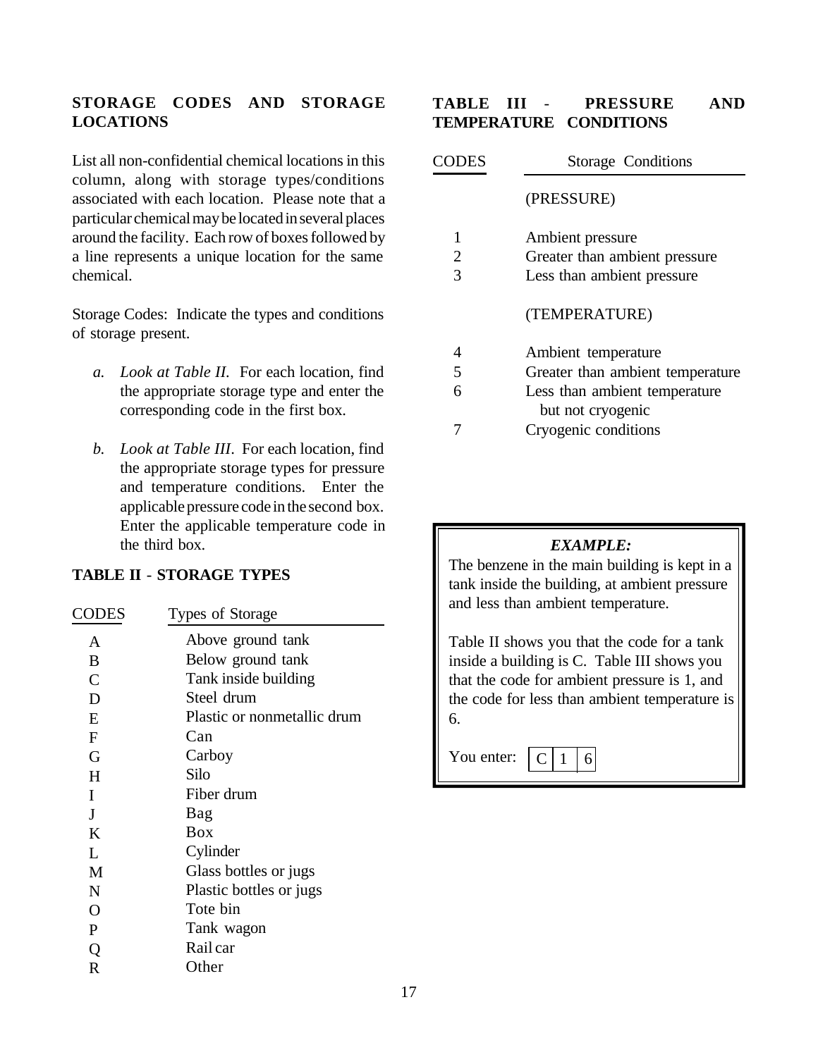## STORAGE CODES AND STORAGE LOCATIONS

List all non-confidential chemical locations in this column, along with storage types/conditions associated with each location. Please note that a particular chemical may be located in several places around the facility. Each row of boxes followed by a line represents a unique location for the same chemical.

Storage Codes: Indicate the types and conditions of storage present.

*a. Look at Table II.* For each location, find the appropriate storage type and enter the corresponding code in the first box.

*b. Look at Table III.* For each location, find the appropriate storage types for pressure and temperature conditions. Enter the applicable pressure code in the second box. Enter the applicable temperature code in the third box.

## TABLE II - STORAGE TYPES

| CODES | Types of Storage |
|---|---|
| A | Above ground tank |
| B | Below ground tank |
| C | Tank inside building |
| D | Steel drum |
| E | Plastic or nonmetallic drum |
| F | Can |
| G | Carboy |
| H | Silo |
| I | Fiber drum |
| J | Bag |
| K | Box |
| L | Cylinder |
| M | Glass bottles or jugs |
| N | Plastic bottles or jugs |
| O | Tote bin |
| P | Tank wagon |
| Q | Rail car |
| R | Other |

## TABLE III - PRESSURE AND TEMPERATURE CONDITIONS

| CODES | Storage Conditions |
|---|---|
| | (PRESSURE) |
| 1 | Ambient pressure |
| 2 | Greater than ambient pressure |
| 3 | Less than ambient pressure |
| | (TEMPERATURE) |
| 4 | Ambient temperature |
| 5 | Greater than ambient temperature |
| 6 | Less than ambient temperature but not cryogenic |
| 7 | Cryogenic conditions |

***EXAMPLE:***

The benzene in the main building is kept in a tank inside the building, at ambient pressure and less than ambient temperature.

Table II shows you that the code for a tank inside a building is C. Table III shows you that the code for ambient pressure is 1, and the code for less than ambient temperature is 6.

You enter: | C | 1 | 6 |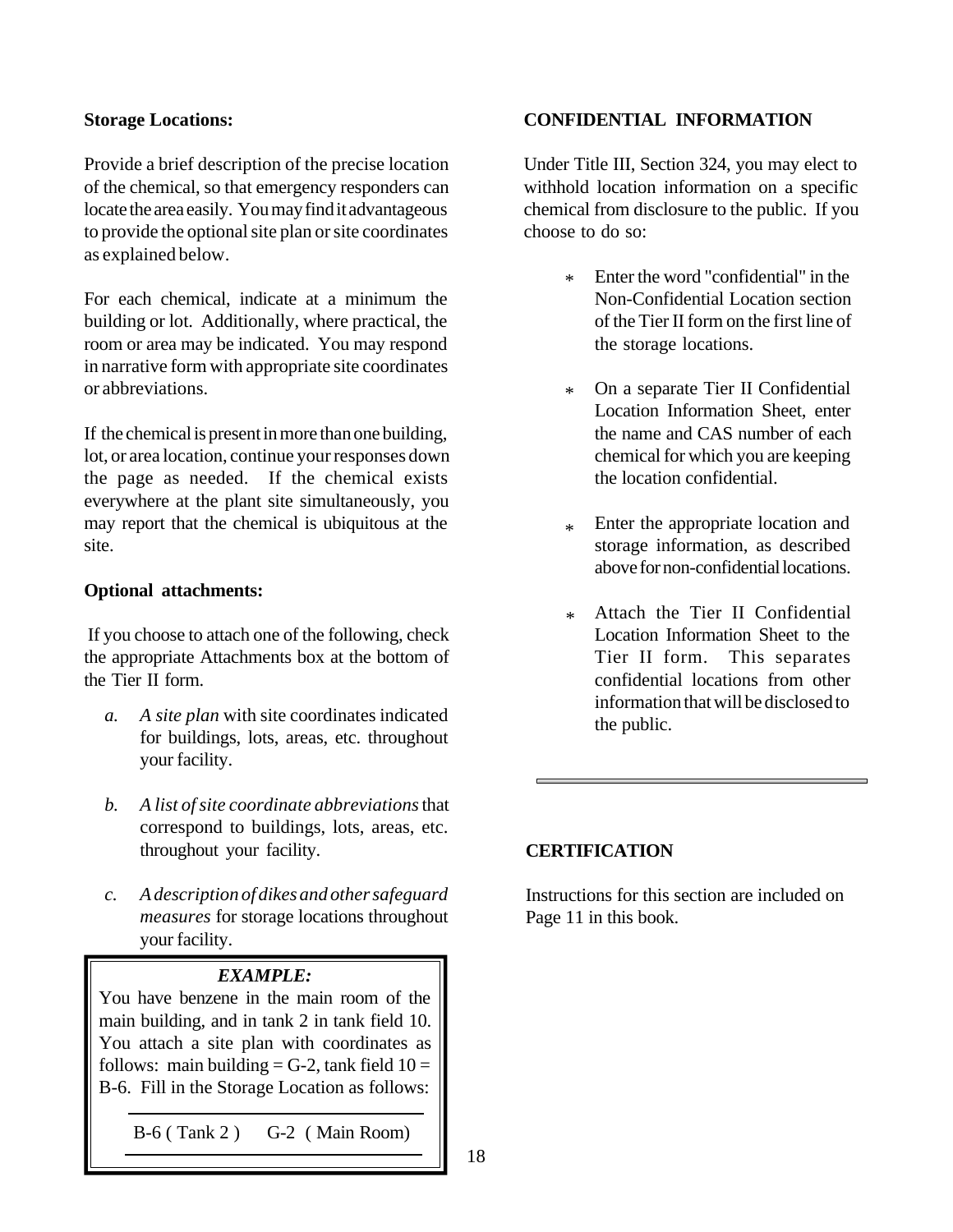**Storage Locations:**

Provide a brief description of the precise location of the chemical, so that emergency responders can locate the area easily. You may find it advantageous to provide the optional site plan or site coordinates as explained below.

For each chemical, indicate at a minimum the building or lot. Additionally, where practical, the room or area may be indicated. You may respond in narrative form with appropriate site coordinates or abbreviations.

If the chemical is present in more than one building, lot, or area location, continue your responses down the page as needed. If the chemical exists everywhere at the plant site simultaneously, you may report that the chemical is ubiquitous at the site.

**Optional attachments:**

If you choose to attach one of the following, check the appropriate Attachments box at the bottom of the Tier II form.

*a.* *A site plan* with site coordinates indicated for buildings, lots, areas, etc. throughout your facility.

*b.* *A list of site coordinate abbreviations* that correspond to buildings, lots, areas, etc. throughout your facility.

*c.* *A description of dikes and other safeguard measures* for storage locations throughout your facility.

> ***EXAMPLE:***
>
> You have benzene in the main room of the main building, and in tank 2 in tank field 10. You attach a site plan with coordinates as follows: main building = G-2, tank field 10 = B-6. Fill in the Storage Location as follows:
>
> B-6 ( Tank 2 ) G-2 ( Main Room)

**CONFIDENTIAL INFORMATION**

Under Title III, Section 324, you may elect to withhold location information on a specific chemical from disclosure to the public. If you choose to do so:

- Enter the word "confidential" in the Non-Confidential Location section of the Tier II form on the first line of the storage locations.
- On a separate Tier II Confidential Location Information Sheet, enter the name and CAS number of each chemical for which you are keeping the location confidential.
- Enter the appropriate location and storage information, as described above for non-confidential locations.
- Attach the Tier II Confidential Location Information Sheet to the Tier II form. This separates confidential locations from other information that will be disclosed to the public.

---

**CERTIFICATION**

Instructions for this section are included on Page 11 in this book.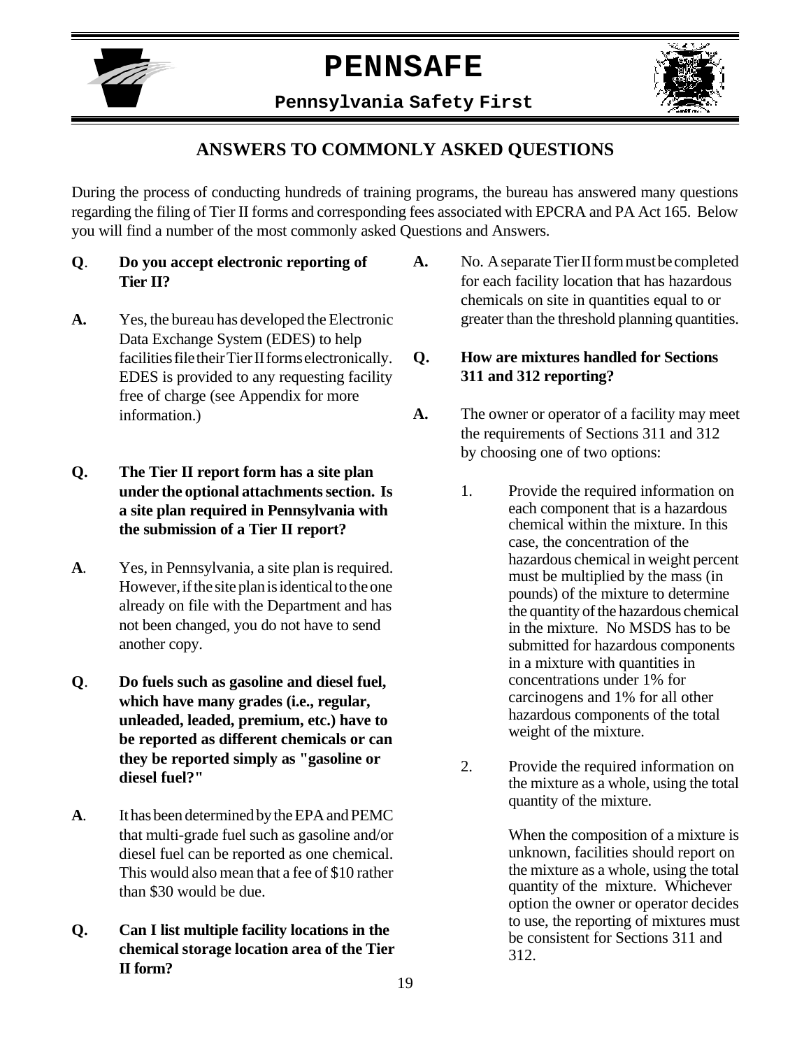# PENNSAFE

**Pennsylvania Safety First**

## ANSWERS TO COMMONLY ASKED QUESTIONS

During the process of conducting hundreds of training programs, the bureau has answered many questions regarding the filing of Tier II forms and corresponding fees associated with EPCRA and PA Act 165. Below you will find a number of the most commonly asked Questions and Answers.

**Q. Do you accept electronic reporting of Tier II?**

**A.** Yes, the bureau has developed the Electronic Data Exchange System (EDES) to help facilities file their Tier II forms electronically. EDES is provided to any requesting facility free of charge (see Appendix for more information.)

**Q. The Tier II report form has a site plan under the optional attachments section. Is a site plan required in Pennsylvania with the submission of a Tier II report?**

**A.** Yes, in Pennsylvania, a site plan is required. However, if the site plan is identical to the one already on file with the Department and has not been changed, you do not have to send another copy.

**Q. Do fuels such as gasoline and diesel fuel, which have many grades (i.e., regular, unleaded, leaded, premium, etc.) have to be reported as different chemicals or can they be reported simply as "gasoline or diesel fuel?"**

**A.** It has been determined by the EPA and PEMC that multi-grade fuel such as gasoline and/or diesel fuel can be reported as one chemical. This would also mean that a fee of $10 rather than $30 would be due.

**Q. Can I list multiple facility locations in the chemical storage location area of the Tier II form?**

**A.** No. A separate Tier II form must be completed for each facility location that has hazardous chemicals on site in quantities equal to or greater than the threshold planning quantities.

**Q. How are mixtures handled for Sections 311 and 312 reporting?**

**A.** The owner or operator of a facility may meet the requirements of Sections 311 and 312 by choosing one of two options:

1. Provide the required information on each component that is a hazardous chemical within the mixture. In this case, the concentration of the hazardous chemical in weight percent must be multiplied by the mass (in pounds) of the mixture to determine the quantity of the hazardous chemical in the mixture. No MSDS has to be submitted for hazardous components in a mixture with quantities in concentrations under 1% for carcinogens and 1% for all other hazardous components of the total weight of the mixture.

2. Provide the required information on the mixture as a whole, using the total quantity of the mixture.

   When the composition of a mixture is unknown, facilities should report on the mixture as a whole, using the total quantity of the mixture. Whichever option the owner or operator decides to use, the reporting of mixtures must be consistent for Sections 311 and 312.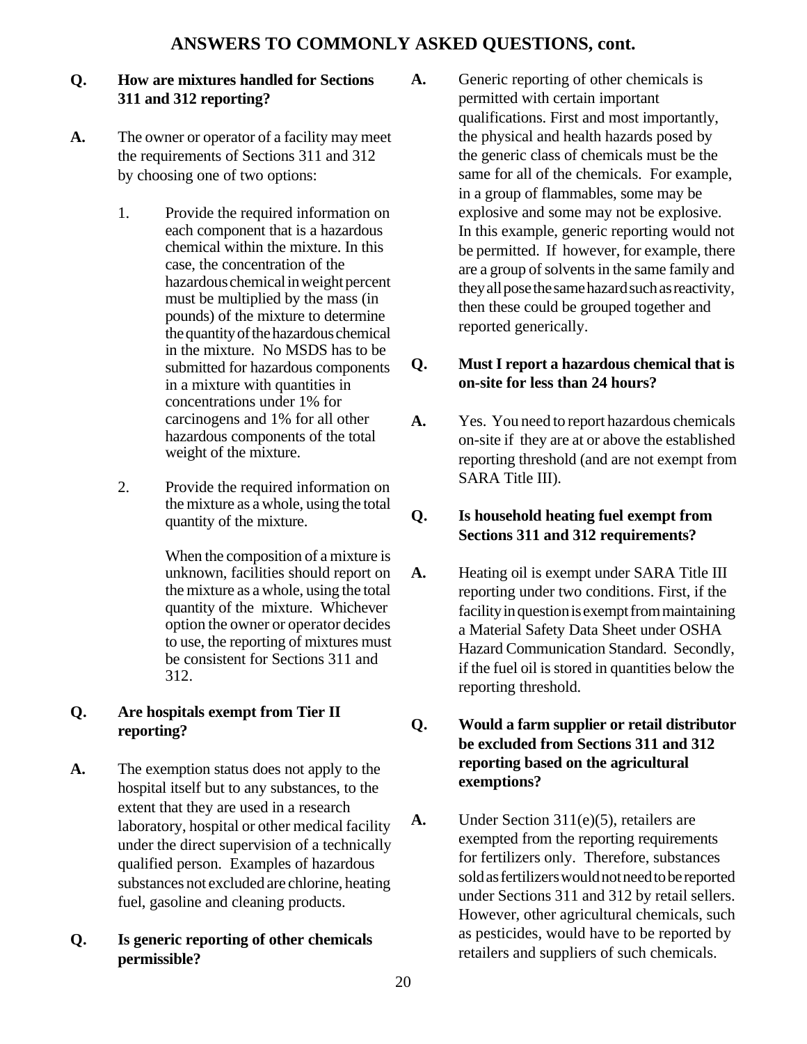## ANSWERS TO COMMONLY ASKED QUESTIONS, cont.

**Q. How are mixtures handled for Sections 311 and 312 reporting?**

**A.** The owner or operator of a facility may meet the requirements of Sections 311 and 312 by choosing one of two options:

1. Provide the required information on each component that is a hazardous chemical within the mixture. In this case, the concentration of the hazardous chemical in weight percent must be multiplied by the mass (in pounds) of the mixture to determine the quantity of the hazardous chemical in the mixture. No MSDS has to be submitted for hazardous components in a mixture with quantities in concentrations under 1% for carcinogens and 1% for all other hazardous components of the total weight of the mixture.

2. Provide the required information on the mixture as a whole, using the total quantity of the mixture.

   When the composition of a mixture is unknown, facilities should report on the mixture as a whole, using the total quantity of the mixture. Whichever option the owner or operator decides to use, the reporting of mixtures must be consistent for Sections 311 and 312.

**Q. Are hospitals exempt from Tier II reporting?**

**A.** The exemption status does not apply to the hospital itself but to any substances, to the extent that they are used in a research laboratory, hospital or other medical facility under the direct supervision of a technically qualified person. Examples of hazardous substances not excluded are chlorine, heating fuel, gasoline and cleaning products.

**Q. Is generic reporting of other chemicals permissible?**

**A.** Generic reporting of other chemicals is permitted with certain important qualifications. First and most importantly, the physical and health hazards posed by the generic class of chemicals must be the same for all of the chemicals. For example, in a group of flammables, some may be explosive and some may not be explosive. In this example, generic reporting would not be permitted. If however, for example, there are a group of solvents in the same family and they all pose the same hazard such as reactivity, then these could be grouped together and reported generically.

**Q. Must I report a hazardous chemical that is on-site for less than 24 hours?**

**A.** Yes. You need to report hazardous chemicals on-site if they are at or above the established reporting threshold (and are not exempt from SARA Title III).

**Q. Is household heating fuel exempt from Sections 311 and 312 requirements?**

**A.** Heating oil is exempt under SARA Title III reporting under two conditions. First, if the facility in question is exempt from maintaining a Material Safety Data Sheet under OSHA Hazard Communication Standard. Secondly, if the fuel oil is stored in quantities below the reporting threshold.

**Q. Would a farm supplier or retail distributor be excluded from Sections 311 and 312 reporting based on the agricultural exemptions?**

**A.** Under Section 311(e)(5), retailers are exempted from the reporting requirements for fertilizers only. Therefore, substances sold as fertilizers would not need to be reported under Sections 311 and 312 by retail sellers. However, other agricultural chemicals, such as pesticides, would have to be reported by retailers and suppliers of such chemicals.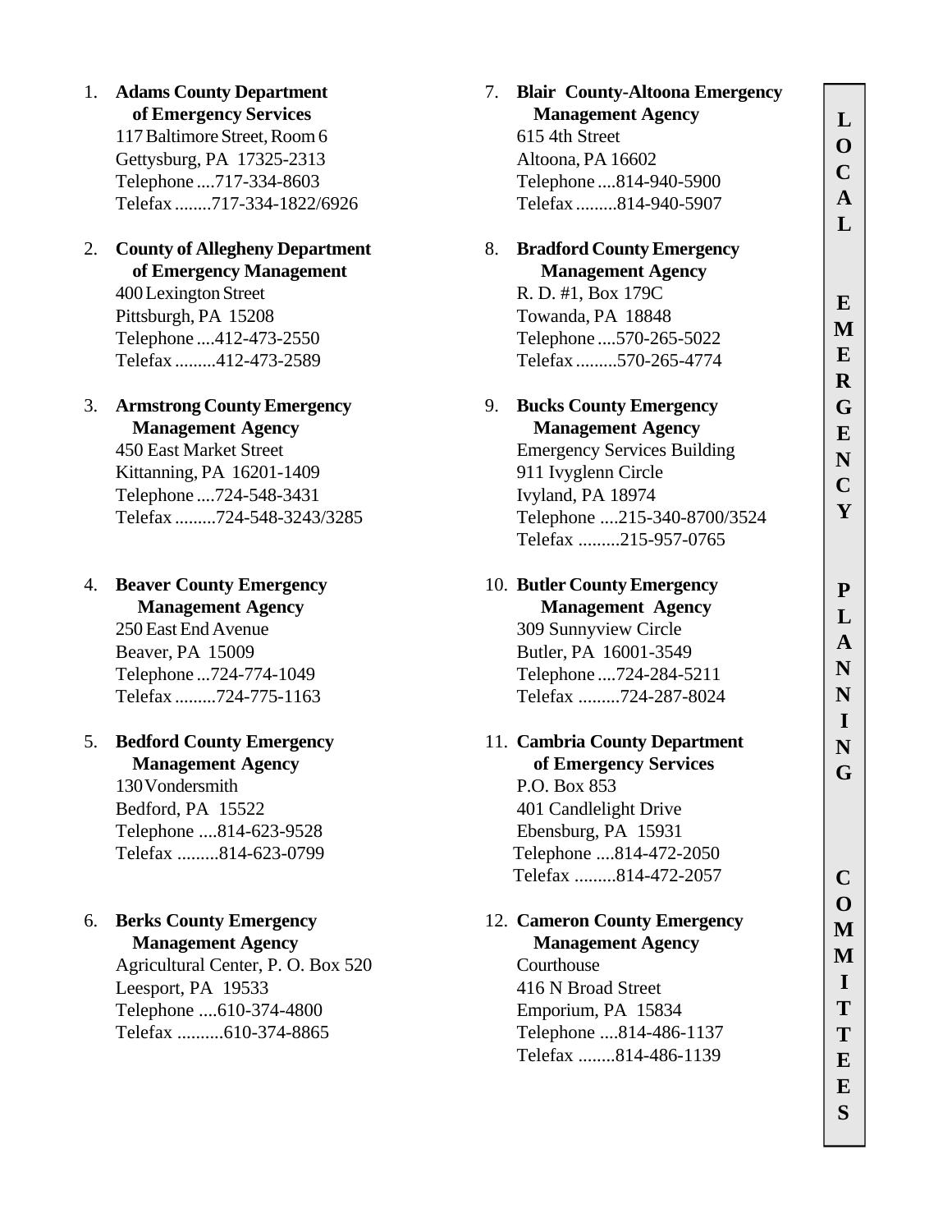1. **Adams County Department of Emergency Services**
   117 Baltimore Street, Room 6
   Gettysburg, PA 17325-2313
   Telephone ....717-334-8603
   Telefax ........717-334-1822/6926

2. **County of Allegheny Department of Emergency Management**
   400 Lexington Street
   Pittsburgh, PA 15208
   Telephone ....412-473-2550
   Telefax .........412-473-2589

3. **Armstrong County Emergency Management Agency**
   450 East Market Street
   Kittanning, PA 16201-1409
   Telephone ....724-548-3431
   Telefax .........724-548-3243/3285

4. **Beaver County Emergency Management Agency**
   250 East End Avenue
   Beaver, PA 15009
   Telephone ...724-774-1049
   Telefax .........724-775-1163

5. **Bedford County Emergency Management Agency**
   130 Vondersmith
   Bedford, PA 15522
   Telephone ....814-623-9528
   Telefax .........814-623-0799

6. **Berks County Emergency Management Agency**
   Agricultural Center, P. O. Box 520
   Leesport, PA 19533
   Telephone ....610-374-4800
   Telefax ..........610-374-8865

7. **Blair County-Altoona Emergency Management Agency**
   615 4th Street
   Altoona, PA 16602
   Telephone ....814-940-5900
   Telefax .........814-940-5907

8. **Bradford County Emergency Management Agency**
   R. D. #1, Box 179C
   Towanda, PA 18848
   Telephone ....570-265-5022
   Telefax .........570-265-4774

9. **Bucks County Emergency Management Agency**
   Emergency Services Building
   911 Ivyglenn Circle
   Ivyland, PA 18974
   Telephone ....215-340-8700/3524
   Telefax .........215-957-0765

10. **Butler County Emergency Management Agency**
    309 Sunnyview Circle
    Butler, PA 16001-3549
    Telephone ....724-284-5211
    Telefax .........724-287-8024

11. **Cambria County Department of Emergency Services**
    P.O. Box 853
    401 Candlelight Drive
    Ebensburg, PA 15931
    Telephone ....814-472-2050
    Telefax .........814-472-2057

12. **Cameron County Emergency Management Agency**
    Courthouse
    416 N Broad Street
    Emporium, PA 15834
    Telephone ....814-486-1137
    Telefax ........814-486-1139

**LOCAL EMERGENCY PLANNING COMMITTEES**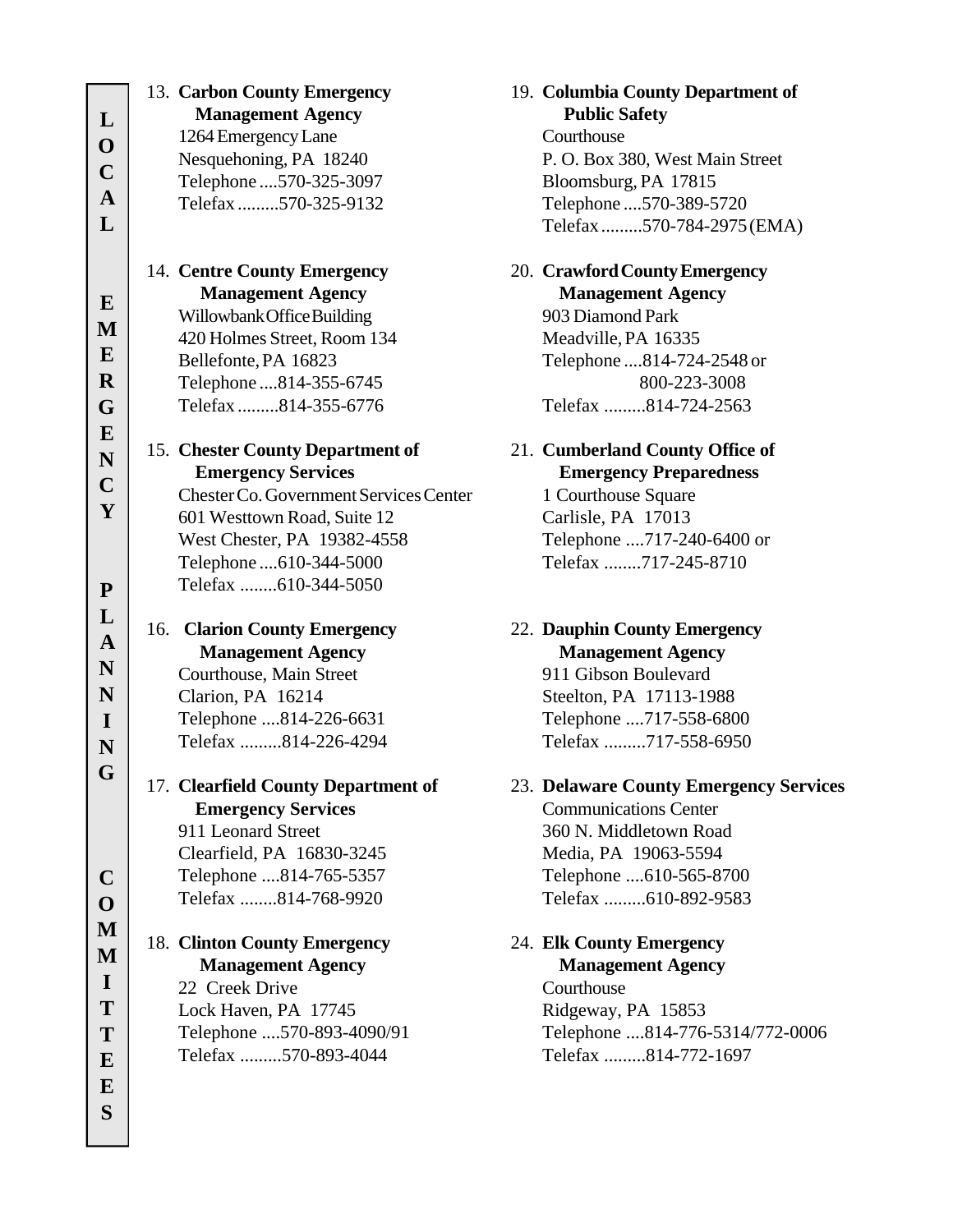13. **Carbon County Emergency Management Agency**
    1264 Emergency Lane
    Nesquehoning, PA 18240
    Telephone ....570-325-3097
    Telefax .........570-325-9132

14. **Centre County Emergency Management Agency**
    Willowbank Office Building
    420 Holmes Street, Room 134
    Bellefonte, PA 16823
    Telephone ....814-355-6745
    Telefax .........814-355-6776

15. **Chester County Department of Emergency Services**
    Chester Co. Government Services Center
    601 Westtown Road, Suite 12
    West Chester, PA 19382-4558
    Telephone ....610-344-5000
    Telefax ........610-344-5050

16. **Clarion County Emergency Management Agency**
    Courthouse, Main Street
    Clarion, PA 16214
    Telephone ....814-226-6631
    Telefax .........814-226-4294

17. **Clearfield County Department of Emergency Services**
    911 Leonard Street
    Clearfield, PA 16830-3245
    Telephone ....814-765-5357
    Telefax ........814-768-9920

18. **Clinton County Emergency Management Agency**
    22 Creek Drive
    Lock Haven, PA 17745
    Telephone ....570-893-4090/91
    Telefax .........570-893-4044

19. **Columbia County Department of Public Safety**
    Courthouse
    P. O. Box 380, West Main Street
    Bloomsburg, PA 17815
    Telephone ....570-389-5720
    Telefax .........570-784-2975 (EMA)

20. **Crawford County Emergency Management Agency**
    903 Diamond Park
    Meadville, PA 16335
    Telephone ....814-724-2548 or
    800-223-3008
    Telefax .........814-724-2563

21. **Cumberland County Office of Emergency Preparedness**
    1 Courthouse Square
    Carlisle, PA 17013
    Telephone ....717-240-6400 or
    Telefax ........717-245-8710

22. **Dauphin County Emergency Management Agency**
    911 Gibson Boulevard
    Steelton, PA 17113-1988
    Telephone ....717-558-6800
    Telefax .........717-558-6950

23. **Delaware County Emergency Services**
    Communications Center
    360 N. Middletown Road
    Media, PA 19063-5594
    Telephone ....610-565-8700
    Telefax .........610-892-9583

24. **Elk County Emergency Management Agency**
    Courthouse
    Ridgeway, PA 15853
    Telephone ....814-776-5314/772-0006
    Telefax .........814-772-1697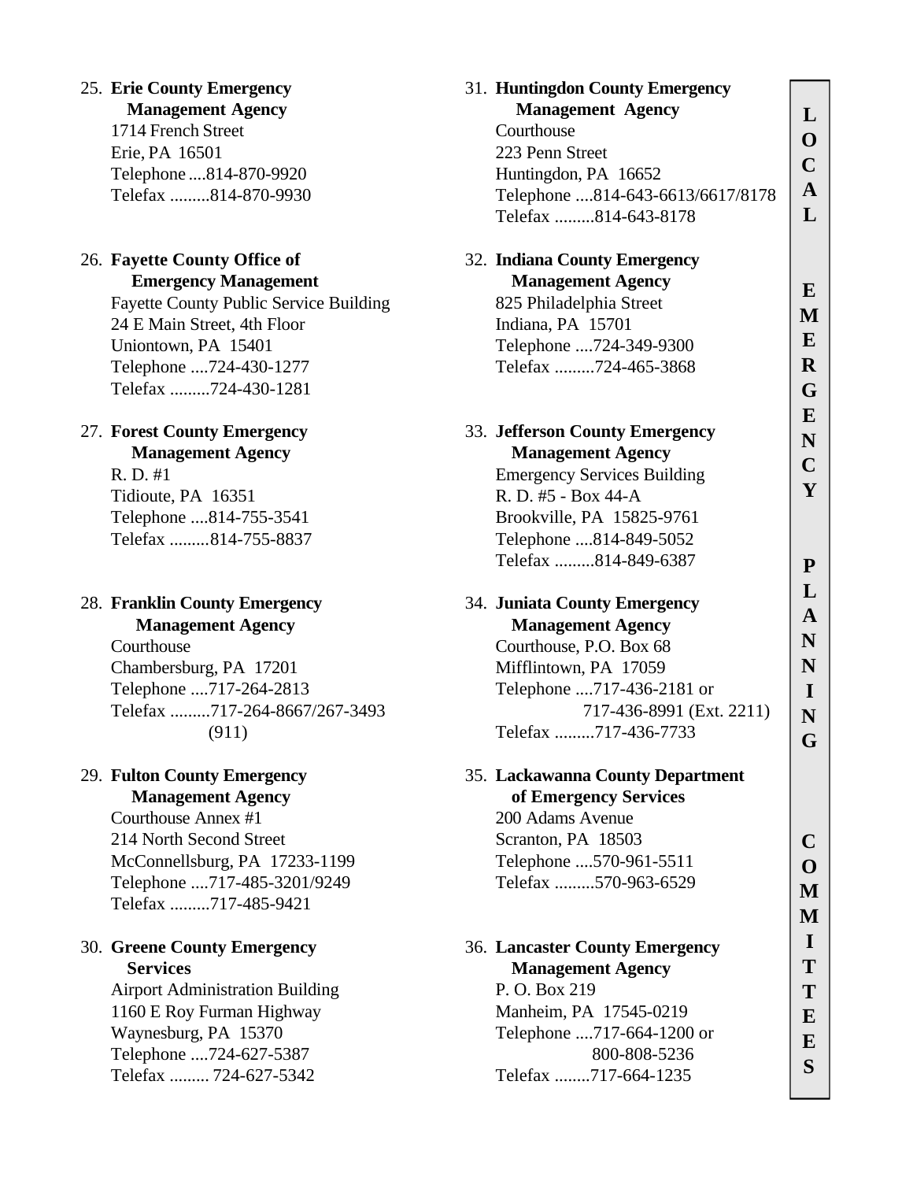25. **Erie County Emergency Management Agency**
    1714 French Street
    Erie, PA 16501
    Telephone ....814-870-9920
    Telefax .........814-870-9930

26. **Fayette County Office of Emergency Management**
    Fayette County Public Service Building
    24 E Main Street, 4th Floor
    Uniontown, PA 15401
    Telephone ....724-430-1277
    Telefax .........724-430-1281

27. **Forest County Emergency Management Agency**
    R. D. #1
    Tidioute, PA 16351
    Telephone ....814-755-3541
    Telefax .........814-755-8837

28. **Franklin County Emergency Management Agency**
    Courthouse
    Chambersburg, PA 17201
    Telephone ....717-264-2813
    Telefax .........717-264-8667/267-3493 (911)

29. **Fulton County Emergency Management Agency**
    Courthouse Annex #1
    214 North Second Street
    McConnellsburg, PA 17233-1199
    Telephone ....717-485-3201/9249
    Telefax .........717-485-9421

30. **Greene County Emergency Services**
    Airport Administration Building
    1160 E Roy Furman Highway
    Waynesburg, PA 15370
    Telephone ....724-627-5387
    Telefax ......... 724-627-5342

31. **Huntingdon County Emergency Management Agency**
    Courthouse
    223 Penn Street
    Huntingdon, PA 16652
    Telephone ....814-643-6613/6617/8178
    Telefax .........814-643-8178

32. **Indiana County Emergency Management Agency**
    825 Philadelphia Street
    Indiana, PA 15701
    Telephone ....724-349-9300
    Telefax .........724-465-3868

33. **Jefferson County Emergency Management Agency**
    Emergency Services Building
    R. D. #5 - Box 44-A
    Brookville, PA 15825-9761
    Telephone ....814-849-5052
    Telefax .........814-849-6387

34. **Juniata County Emergency Management Agency**
    Courthouse, P.O. Box 68
    Mifflintown, PA 17059
    Telephone ....717-436-2181 or 717-436-8991 (Ext. 2211)
    Telefax .........717-436-7733

35. **Lackawanna County Department of Emergency Services**
    200 Adams Avenue
    Scranton, PA 18503
    Telephone ....570-961-5511
    Telefax .........570-963-6529

36. **Lancaster County Emergency Management Agency**
    P. O. Box 219
    Manheim, PA 17545-0219
    Telephone ....717-664-1200 or 800-808-5236
    Telefax ........717-664-1235

**LOCAL EMERGENCY PLANNING COMMITTEES**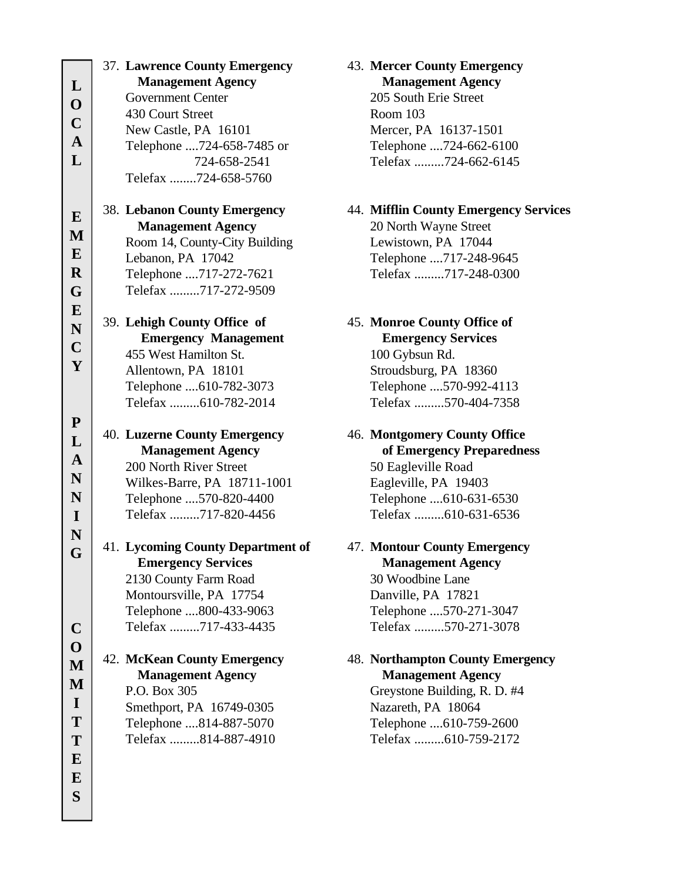LOCAL EMERGENCY PLANNING COMMITTEES

37. **Lawrence County Emergency Management Agency**
    Government Center
    430 Court Street
    New Castle, PA 16101
    Telephone ....724-658-7485 or 724-658-2541
    Telefax ........724-658-5760

38. **Lebanon County Emergency Management Agency**
    Room 14, County-City Building
    Lebanon, PA 17042
    Telephone ....717-272-7621
    Telefax .........717-272-9509

39. **Lehigh County Office of Emergency Management**
    455 West Hamilton St.
    Allentown, PA 18101
    Telephone ....610-782-3073
    Telefax .........610-782-2014

40. **Luzerne County Emergency Management Agency**
    200 North River Street
    Wilkes-Barre, PA 18711-1001
    Telephone ....570-820-4400
    Telefax .........717-820-4456

41. **Lycoming County Department of Emergency Services**
    2130 County Farm Road
    Montoursville, PA 17754
    Telephone ....800-433-9063
    Telefax .........717-433-4435

42. **McKean County Emergency Management Agency**
    P.O. Box 305
    Smethport, PA 16749-0305
    Telephone ....814-887-5070
    Telefax .........814-887-4910

43. **Mercer County Emergency Management Agency**
    205 South Erie Street
    Room 103
    Mercer, PA 16137-1501
    Telephone ....724-662-6100
    Telefax .........724-662-6145

44. **Mifflin County Emergency Services**
    20 North Wayne Street
    Lewistown, PA 17044
    Telephone ....717-248-9645
    Telefax .........717-248-0300

45. **Monroe County Office of Emergency Services**
    100 Gybsun Rd.
    Stroudsburg, PA 18360
    Telephone ....570-992-4113
    Telefax .........570-404-7358

46. **Montgomery County Office of Emergency Preparedness**
    50 Eagleville Road
    Eagleville, PA 19403
    Telephone ....610-631-6530
    Telefax .........610-631-6536

47. **Montour County Emergency Management Agency**
    30 Woodbine Lane
    Danville, PA 17821
    Telephone ....570-271-3047
    Telefax .........570-271-3078

48. **Northampton County Emergency Management Agency**
    Greystone Building, R. D. #4
    Nazareth, PA 18064
    Telephone ....610-759-2600
    Telefax .........610-759-2172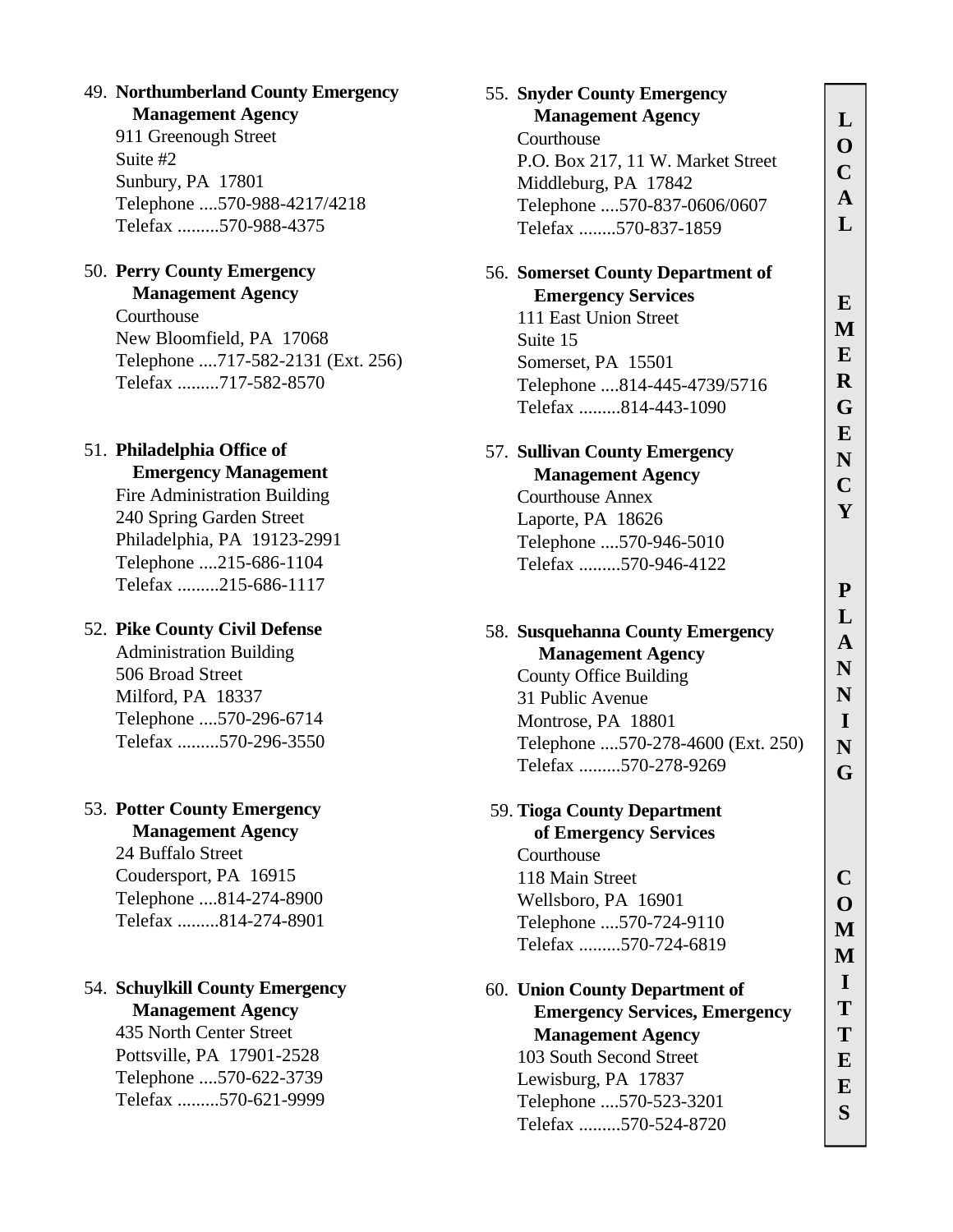49. **Northumberland County Emergency Management Agency**
    911 Greenough Street
    Suite #2
    Sunbury, PA 17801
    Telephone ....570-988-4217/4218
    Telefax .........570-988-4375

50. **Perry County Emergency Management Agency**
    Courthouse
    New Bloomfield, PA 17068
    Telephone ....717-582-2131 (Ext. 256)
    Telefax .........717-582-8570

51. **Philadelphia Office of Emergency Management**
    Fire Administration Building
    240 Spring Garden Street
    Philadelphia, PA 19123-2991
    Telephone ....215-686-1104
    Telefax .........215-686-1117

52. **Pike County Civil Defense**
    Administration Building
    506 Broad Street
    Milford, PA 18337
    Telephone ....570-296-6714
    Telefax .........570-296-3550

53. **Potter County Emergency Management Agency**
    24 Buffalo Street
    Coudersport, PA 16915
    Telephone ....814-274-8900
    Telefax .........814-274-8901

54. **Schuylkill County Emergency Management Agency**
    435 North Center Street
    Pottsville, PA 17901-2528
    Telephone ....570-622-3739
    Telefax .........570-621-9999

55. **Snyder County Emergency Management Agency**
    Courthouse
    P.O. Box 217, 11 W. Market Street
    Middleburg, PA 17842
    Telephone ....570-837-0606/0607
    Telefax ........570-837-1859

56. **Somerset County Department of Emergency Services**
    111 East Union Street
    Suite 15
    Somerset, PA 15501
    Telephone ....814-445-4739/5716
    Telefax .........814-443-1090

57. **Sullivan County Emergency Management Agency**
    Courthouse Annex
    Laporte, PA 18626
    Telephone ....570-946-5010
    Telefax .........570-946-4122

58. **Susquehanna County Emergency Management Agency**
    County Office Building
    31 Public Avenue
    Montrose, PA 18801
    Telephone ....570-278-4600 (Ext. 250)
    Telefax .........570-278-9269

59. **Tioga County Department of Emergency Services**
    Courthouse
    118 Main Street
    Wellsboro, PA 16901
    Telephone ....570-724-9110
    Telefax .........570-724-6819

60. **Union County Department of Emergency Services, Emergency Management Agency**
    103 South Second Street
    Lewisburg, PA 17837
    Telephone ....570-523-3201
    Telefax .........570-524-8720

**LOCAL EMERGENCY PLANNING COMMITTEES**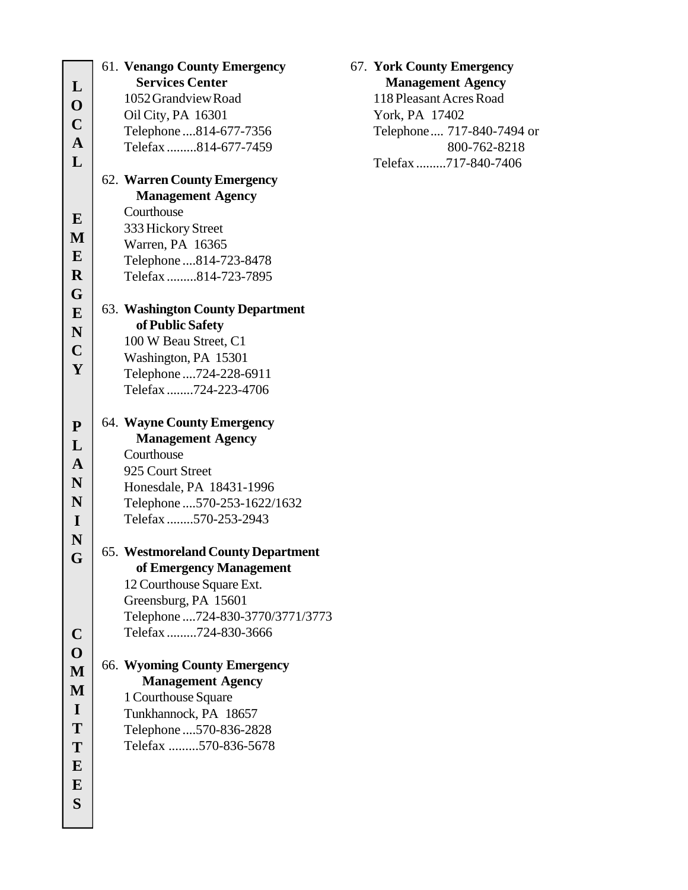LOCAL EMERGENCY PLANNING COMMITTEES

61. **Venango County Emergency Services Center**
    1052 Grandview Road
    Oil City, PA 16301
    Telephone ....814-677-7356
    Telefax .........814-677-7459

62. **Warren County Emergency Management Agency**
    Courthouse
    333 Hickory Street
    Warren, PA 16365
    Telephone ....814-723-8478
    Telefax .........814-723-7895

63. **Washington County Department of Public Safety**
    100 W Beau Street, C1
    Washington, PA 15301
    Telephone ....724-228-6911
    Telefax ........724-223-4706

64. **Wayne County Emergency Management Agency**
    Courthouse
    925 Court Street
    Honesdale, PA 18431-1996
    Telephone ....570-253-1622/1632
    Telefax ........570-253-2943

65. **Westmoreland County Department of Emergency Management**
    12 Courthouse Square Ext.
    Greensburg, PA 15601
    Telephone ....724-830-3770/3771/3773
    Telefax .........724-830-3666

66. **Wyoming County Emergency Management Agency**
    1 Courthouse Square
    Tunkhannock, PA 18657
    Telephone ....570-836-2828
    Telefax .........570-836-5678

67. **York County Emergency Management Agency**
    118 Pleasant Acres Road
    York, PA 17402
    Telephone .... 717-840-7494 or 800-762-8218
    Telefax .........717-840-7406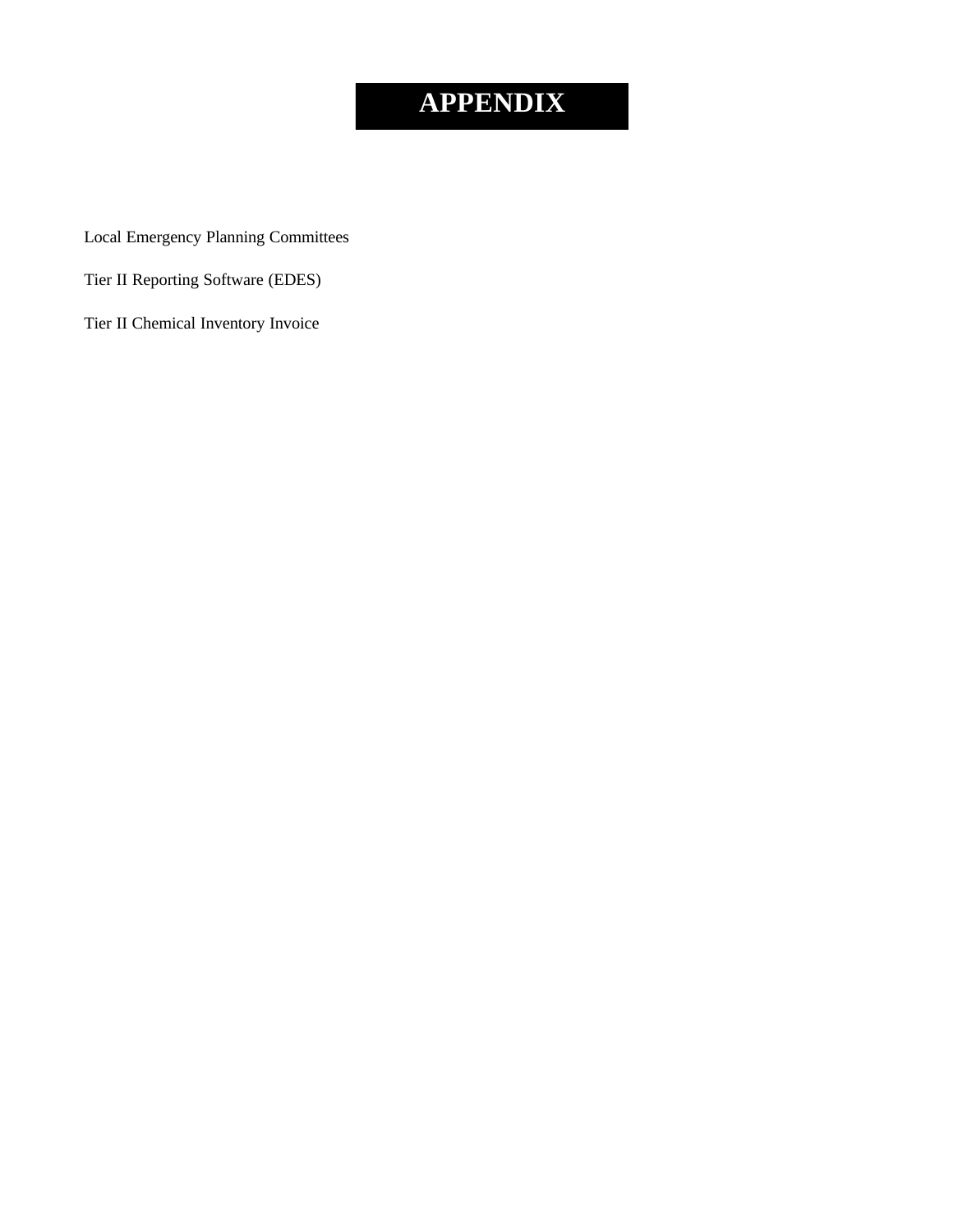# APPENDIX

Local Emergency Planning Committees

Tier II Reporting Software (EDES)

Tier II Chemical Inventory Invoice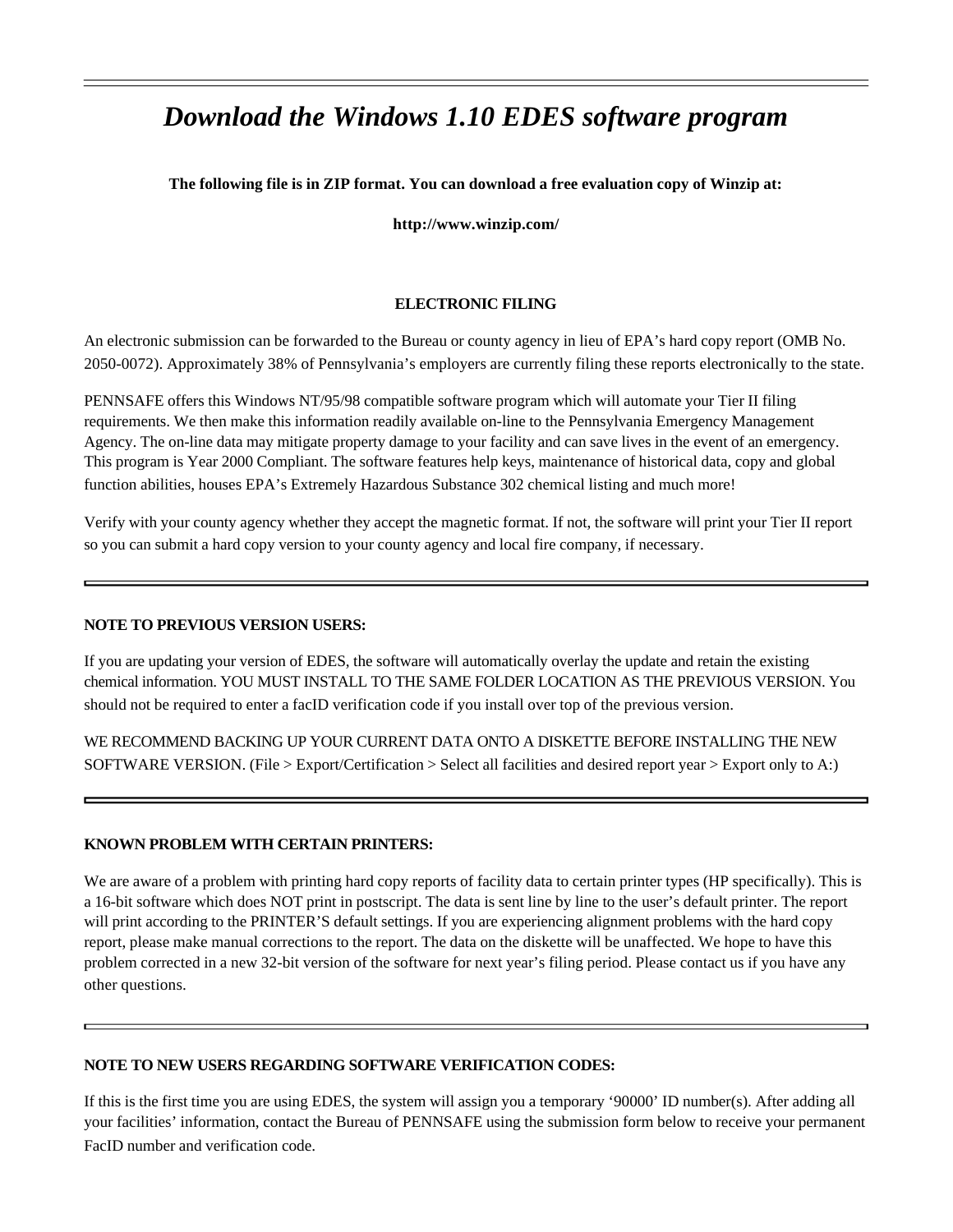---

# *Download the Windows 1.10 EDES software program*

**The following file is in ZIP format. You can download a free evaluation copy of Winzip at:**

**http://www.winzip.com/**

**ELECTRONIC FILING**

An electronic submission can be forwarded to the Bureau or county agency in lieu of EPA's hard copy report (OMB No. 2050-0072). Approximately 38% of Pennsylvania's employers are currently filing these reports electronically to the state.

PENNSAFE offers this Windows NT/95/98 compatible software program which will automate your Tier II filing requirements. We then make this information readily available on-line to the Pennsylvania Emergency Management Agency. The on-line data may mitigate property damage to your facility and can save lives in the event of an emergency. This program is Year 2000 Compliant. The software features help keys, maintenance of historical data, copy and global function abilities, houses EPA's Extremely Hazardous Substance 302 chemical listing and much more!

Verify with your county agency whether they accept the magnetic format. If not, the software will print your Tier II report so you can submit a hard copy version to your county agency and local fire company, if necessary.

---

**NOTE TO PREVIOUS VERSION USERS:**

If you are updating your version of EDES, the software will automatically overlay the update and retain the existing chemical information. YOU MUST INSTALL TO THE SAME FOLDER LOCATION AS THE PREVIOUS VERSION. You should not be required to enter a facID verification code if you install over top of the previous version.

WE RECOMMEND BACKING UP YOUR CURRENT DATA ONTO A DISKETTE BEFORE INSTALLING THE NEW SOFTWARE VERSION. (File > Export/Certification > Select all facilities and desired report year > Export only to A:)

---

**KNOWN PROBLEM WITH CERTAIN PRINTERS:**

We are aware of a problem with printing hard copy reports of facility data to certain printer types (HP specifically). This is a 16-bit software which does NOT print in postscript. The data is sent line by line to the user's default printer. The report will print according to the PRINTER'S default settings. If you are experiencing alignment problems with the hard copy report, please make manual corrections to the report. The data on the diskette will be unaffected. We hope to have this problem corrected in a new 32-bit version of the software for next year's filing period. Please contact us if you have any other questions.

---

**NOTE TO NEW USERS REGARDING SOFTWARE VERIFICATION CODES:**

If this is the first time you are using EDES, the system will assign you a temporary '90000' ID number(s). After adding all your facilities' information, contact the Bureau of PENNSAFE using the submission form below to receive your permanent FacID number and verification code.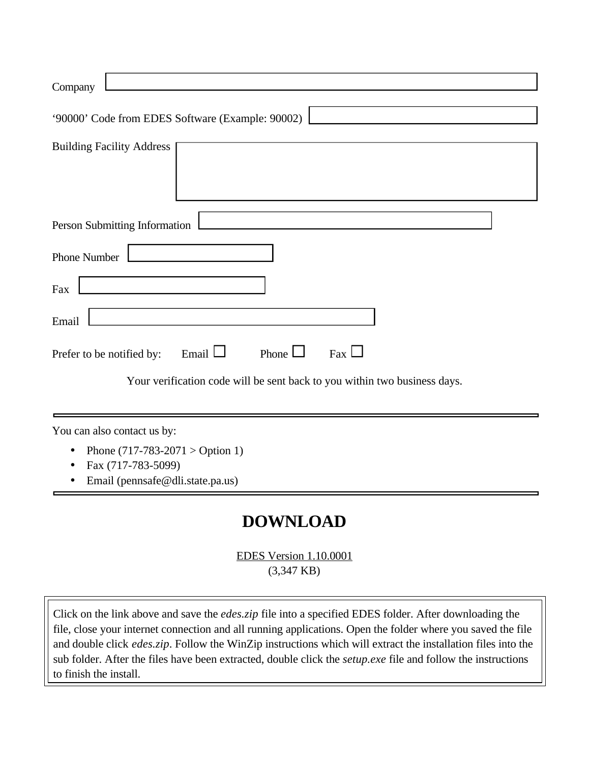Company

'90000' Code from EDES Software (Example: 90002)

Building Facility Address

Person Submitting Information

Phone Number

Fax

Email

Prefer to be notified by: Email ☐ Phone ☐ Fax ☐

Your verification code will be sent back to you within two business days.

---

You can also contact us by:

- Phone (717-783-2071 > Option 1)
- Fax (717-783-5099)
- Email (pennsafe@dli.state.pa.us)

---

# DOWNLOAD

EDES Version 1.10.0001
(3,347 KB)

Click on the link above and save the *edes.zip* file into a specified EDES folder. After downloading the file, close your internet connection and all running applications. Open the folder where you saved the file and double click *edes.zip*. Follow the WinZip instructions which will extract the installation files into the sub folder. After the files have been extracted, double click the *setup.exe* file and follow the instructions to finish the install.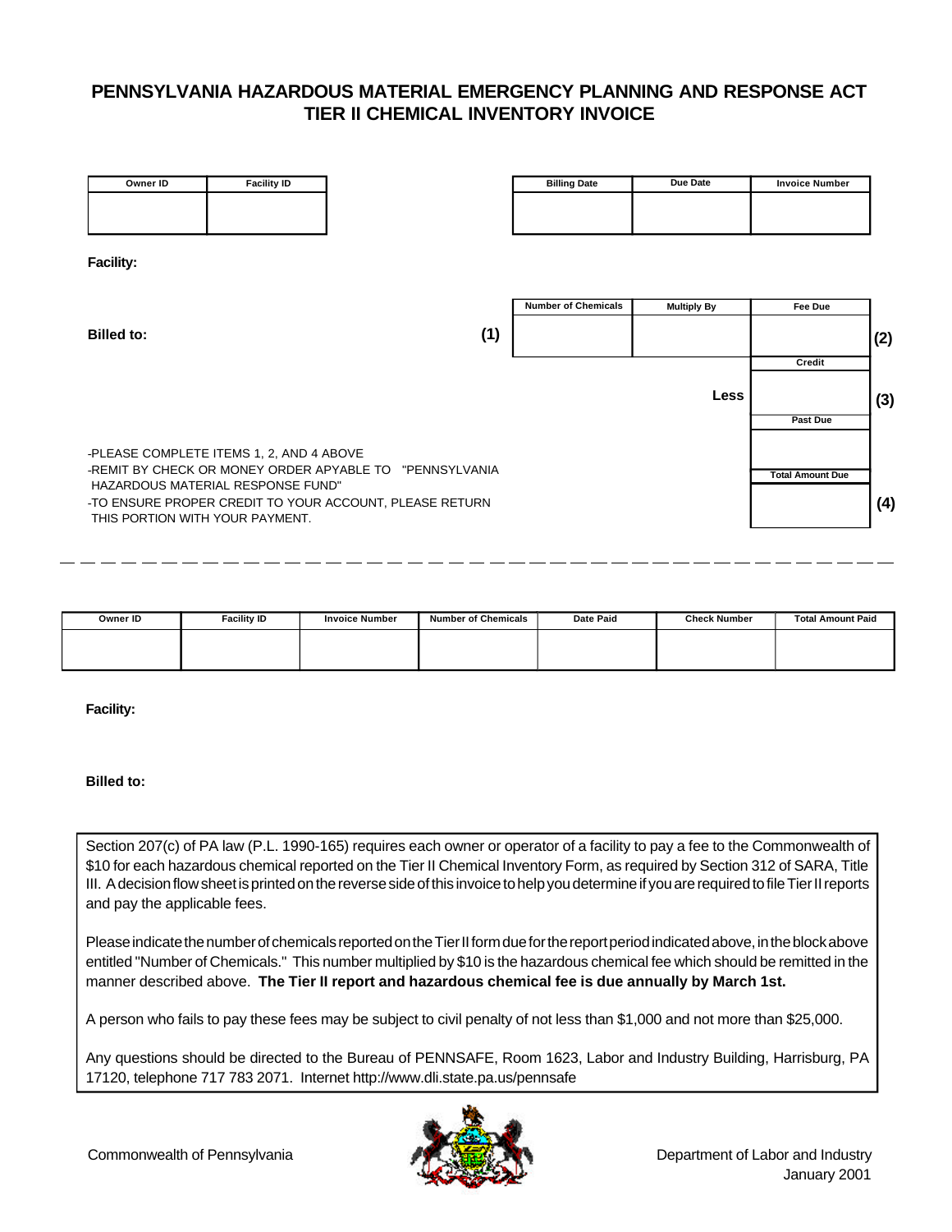# PENNSYLVANIA HAZARDOUS MATERIAL EMERGENCY PLANNING AND RESPONSE ACT
# TIER II CHEMICAL INVENTORY INVOICE

| Owner ID | Facility ID |
|---|---|
| | |

| Billing Date | Due Date | Invoice Number |
|---|---|---|
| | | |

**Facility:**

**Billed to:**

| | Number of Chemicals | Multiply By | Fee Due | |
|---|---|---|---|---|
| **(1)** | | | | **(2)** |
| | | **Less** | Credit | **(3)** |
| | | | Past Due | |
| | | | Total Amount Due | **(4)** |

-PLEASE COMPLETE ITEMS 1, 2, AND 4 ABOVE
-REMIT BY CHECK OR MONEY ORDER APYABLE TO "PENNSYLVANIA HAZARDOUS MATERIAL RESPONSE FUND"
-TO ENSURE PROPER CREDIT TO YOUR ACCOUNT, PLEASE RETURN THIS PORTION WITH YOUR PAYMENT.

---

| Owner ID | Facility ID | Invoice Number | Number of Chemicals | Date Paid | Check Number | Total Amount Paid |
|---|---|---|---|---|---|---|
| | | | | | | |

**Facility:**

**Billed to:**

Section 207(c) of PA law (P.L. 1990-165) requires each owner or operator of a facility to pay a fee to the Commonwealth of $10 for each hazardous chemical reported on the Tier II Chemical Inventory Form, as required by Section 312 of SARA, Title III. A decision flow sheet is printed on the reverse side of this invoice to help you determine if you are required to file Tier II reports and pay the applicable fees.

Please indicate the number of chemicals reported on the Tier II form due for the report period indicated above, in the block above entitled "Number of Chemicals." This number multiplied by $10 is the hazardous chemical fee which should be remitted in the manner described above. **The Tier II report and hazardous chemical fee is due annually by March 1st.**

A person who fails to pay these fees may be subject to civil penalty of not less than $1,000 and not more than $25,000.

Any questions should be directed to the Bureau of PENNSAFE, Room 1623, Labor and Industry Building, Harrisburg, PA 17120, telephone 717 783 2071. Internet http://www.dli.state.pa.us/pennsafe

Commonwealth of Pennsylvania

Department of Labor and Industry
January 2001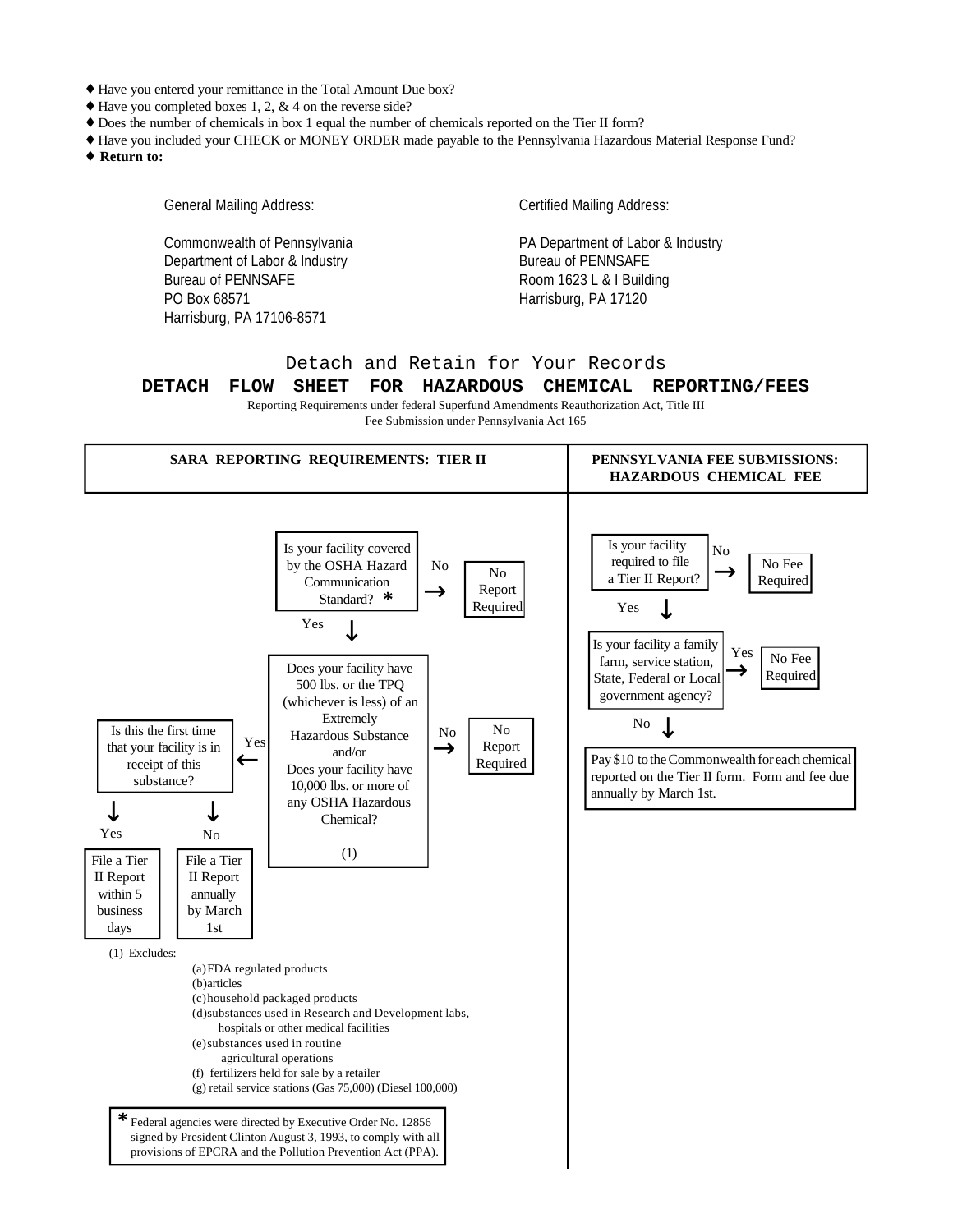- ♦ Have you entered your remittance in the Total Amount Due box?
- ♦ Have you completed boxes 1, 2, & 4 on the reverse side?
- ♦ Does the number of chemicals in box 1 equal the number of chemicals reported on the Tier II form?
- ♦ Have you included your CHECK or MONEY ORDER made payable to the Pennsylvania Hazardous Material Response Fund?
- ♦ **Return to:**

| General Mailing Address: | Certified Mailing Address: |
|---|---|
| Commonwealth of Pennsylvania<br>Department of Labor & Industry<br>Bureau of PENNSAFE<br>PO Box 68571<br>Harrisburg, PA 17106-8571 | PA Department of Labor & Industry<br>Bureau of PENNSAFE<br>Room 1623 L & I Building<br>Harrisburg, PA 17120 |

Detach and Retain for Your Records

## DETACH FLOW SHEET FOR HAZARDOUS CHEMICAL REPORTING/FEES

Reporting Requirements under federal Superfund Amendments Reauthorization Act, Title III
Fee Submission under Pennsylvania Act 165

### SARA REPORTING REQUIREMENTS: TIER II

- Is your facility covered by the OSHA Hazard Communication Standard? *
  - No → No Report Required
  - Yes ↓
- Does your facility have 500 lbs. or the TPQ (whichever is less) of an Extremely Hazardous Substance and/or Does your facility have 10,000 lbs. or more of any OSHA Hazardous Chemical? (1)
  - No → No Report Required
  - Yes ←
- Is this the first time that your facility is in receipt of this substance?
  - Yes → File a Tier II Report within 5 business days
  - No → File a Tier II Report annually by March 1st

(1) Excludes:

(a) FDA regulated products
(b) articles
(c) household packaged products
(d) substances used in Research and Development labs, hospitals or other medical facilities
(e) substances used in routine agricultural operations
(f) fertilizers held for sale by a retailer
(g) retail service stations (Gas 75,000) (Diesel 100,000)

* Federal agencies were directed by Executive Order No. 12856 signed by President Clinton August 3, 1993, to comply with all provisions of EPCRA and the Pollution Prevention Act (PPA).

### PENNSYLVANIA FEE SUBMISSIONS: HAZARDOUS CHEMICAL FEE

- Is your facility required to file a Tier II Report?
  - No → No Fee Required
  - Yes ↓
- Is your facility a family farm, service station, State, Federal or Local government agency?
  - Yes → No Fee Required
  - No ↓
- Pay $10 to the Commonwealth for each chemical reported on the Tier II form. Form and fee due annually by March 1st.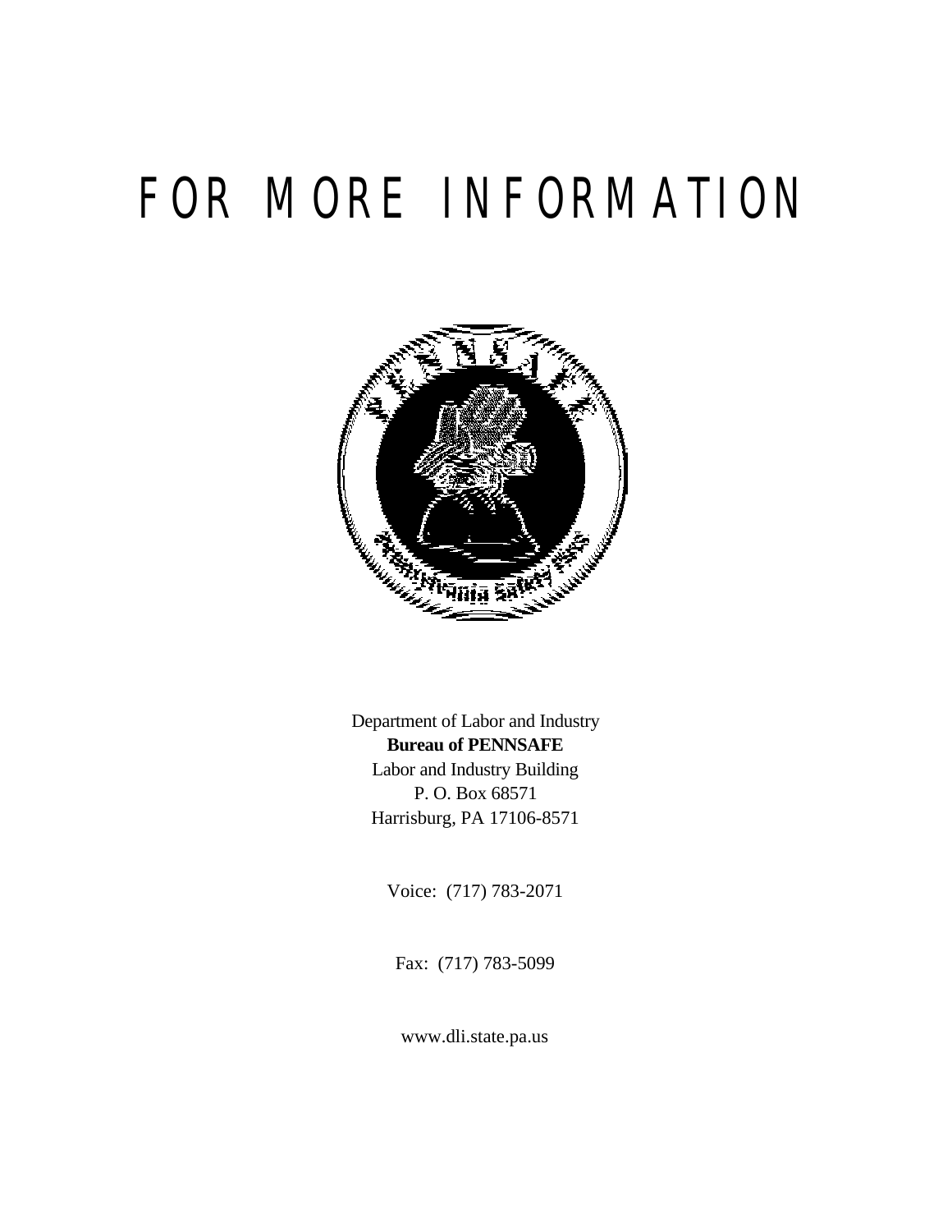# FOR MORE INFORMATION

Department of Labor and Industry
**Bureau of PENNSAFE**
Labor and Industry Building
P. O. Box 68571
Harrisburg, PA 17106-8571

Voice: (717) 783-2071

Fax: (717) 783-5099

www.dli.state.pa.us